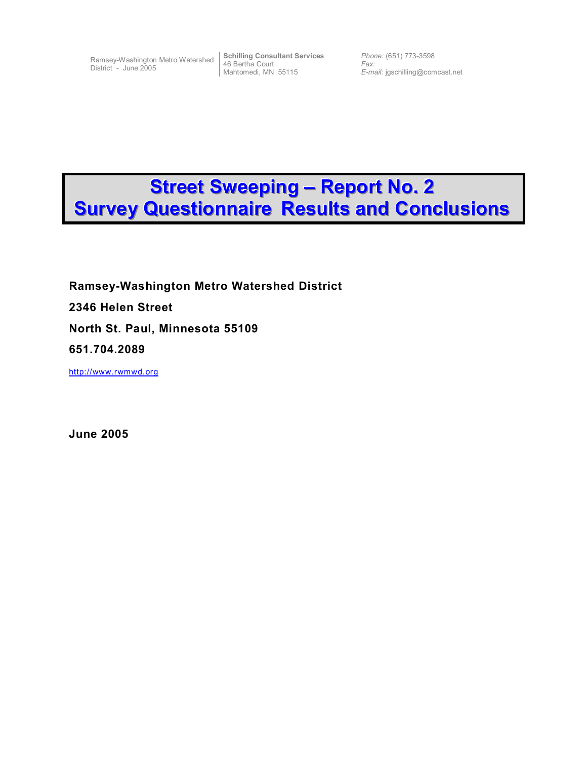Ramsey-Washington Metro Watershed District - June 2005

**Schilling Consultant Services**
46 Bertha Court
Mahtomedi, MN 55115

*Phone:* (651) 773-3598
*Fax:*
*E-mail:* jgschilling@comcast.net

# Street Sweeping – Report No. 2
# Survey Questionnaire Results and Conclusions

**Ramsey-Washington Metro Watershed District**

**2346 Helen Street**

**North St. Paul, Minnesota 55109**

**651.704.2089**

http://www.rwmwd.org

**June 2005**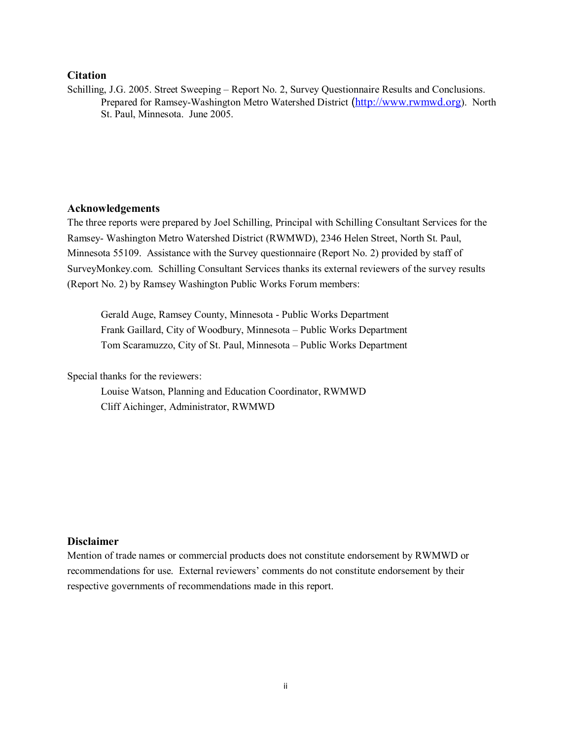## Citation

Schilling, J.G. 2005. Street Sweeping – Report No. 2, Survey Questionnaire Results and Conclusions. Prepared for Ramsey-Washington Metro Watershed District (http://www.rwmwd.org). North St. Paul, Minnesota. June 2005.

## Acknowledgements

The three reports were prepared by Joel Schilling, Principal with Schilling Consultant Services for the Ramsey- Washington Metro Watershed District (RWMWD), 2346 Helen Street, North St. Paul, Minnesota 55109. Assistance with the Survey questionnaire (Report No. 2) provided by staff of SurveyMonkey.com. Schilling Consultant Services thanks its external reviewers of the survey results (Report No. 2) by Ramsey Washington Public Works Forum members:

Gerald Auge, Ramsey County, Minnesota - Public Works Department
Frank Gaillard, City of Woodbury, Minnesota – Public Works Department
Tom Scaramuzzo, City of St. Paul, Minnesota – Public Works Department

Special thanks for the reviewers:

Louise Watson, Planning and Education Coordinator, RWMWD
Cliff Aichinger, Administrator, RWMWD

## Disclaimer

Mention of trade names or commercial products does not constitute endorsement by RWMWD or recommendations for use. External reviewers' comments do not constitute endorsement by their respective governments of recommendations made in this report.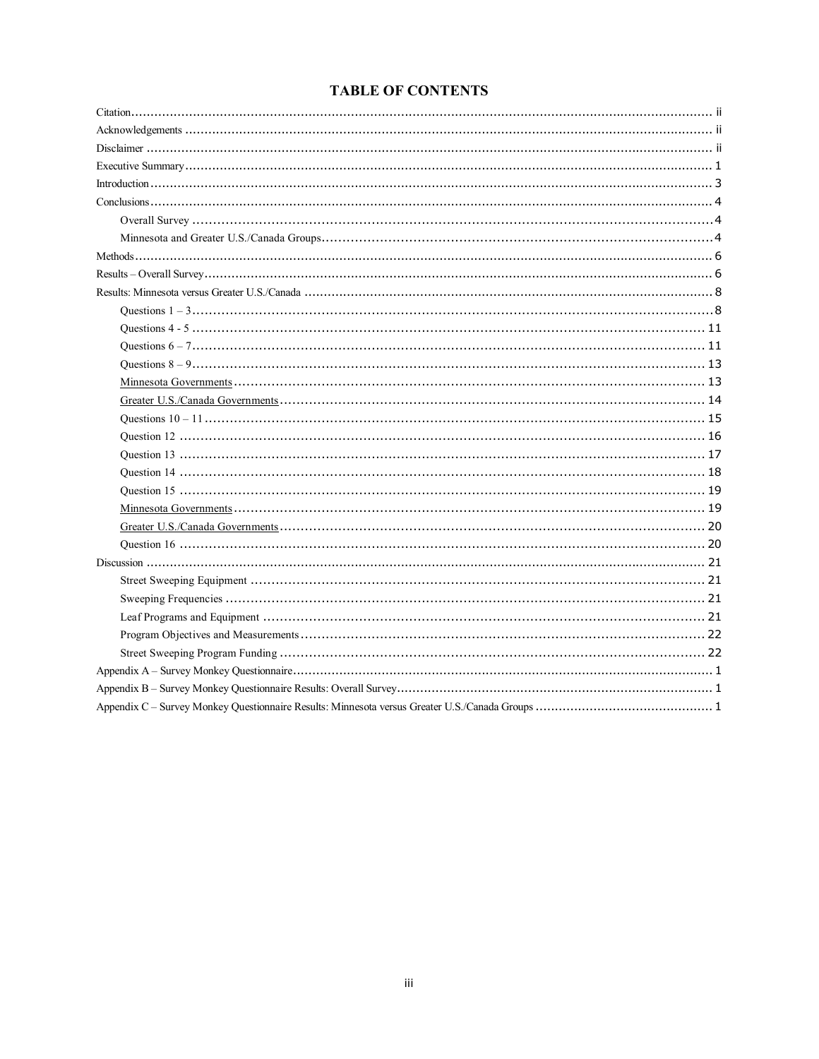# TABLE OF CONTENTS

Citation .......... ii

Acknowledgements .......... ii

Disclaimer .......... ii

Executive Summary .......... 1

Introduction .......... 3

Conclusions .......... 4

- Overall Survey .......... 4
- Minnesota and Greater U.S./Canada Groups .......... 4

Methods .......... 6

Results – Overall Survey .......... 6

Results: Minnesota versus Greater U.S./Canada .......... 8

- Questions 1 – 3 .......... 8
- Questions 4 - 5 .......... 11
- Questions 6 – 7 .......... 11
- Questions 8 – 9 .......... 13
  - Minnesota Governments .......... 13
  - Greater U.S./Canada Governments .......... 14
- Questions 10 – 11 .......... 15
- Question 12 .......... 16
- Question 13 .......... 17
- Question 14 .......... 18
- Question 15 .......... 19
  - Minnesota Governments .......... 19
  - Greater U.S./Canada Governments .......... 20
- Question 16 .......... 20

Discussion .......... 21

- Street Sweeping Equipment .......... 21
- Sweeping Frequencies .......... 21
- Leaf Programs and Equipment .......... 21
- Program Objectives and Measurements .......... 22
- Street Sweeping Program Funding .......... 22

Appendix A – Survey Monkey Questionnaire .......... 1

Appendix B – Survey Monkey Questionnaire Results: Overall Survey .......... 1

Appendix C – Survey Monkey Questionnaire Results: Minnesota versus Greater U.S./Canada Groups .......... 1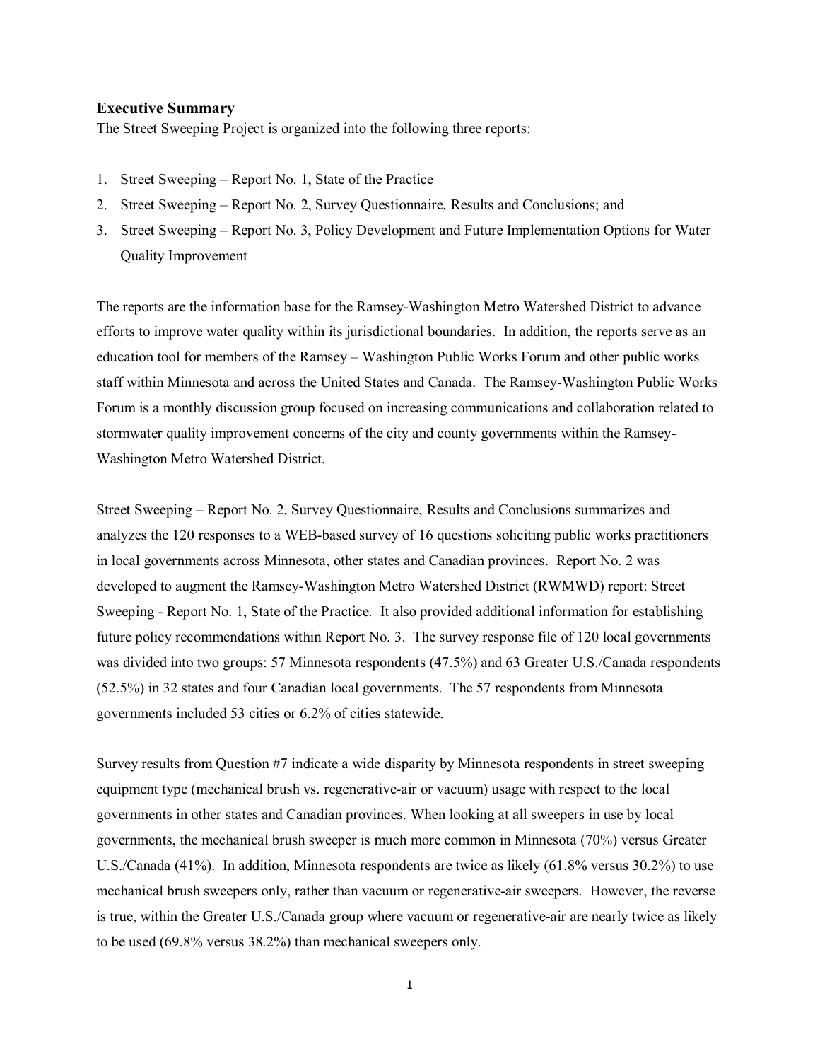## Executive Summary

The Street Sweeping Project is organized into the following three reports:

1. Street Sweeping – Report No. 1, State of the Practice
2. Street Sweeping – Report No. 2, Survey Questionnaire, Results and Conclusions; and
3. Street Sweeping – Report No. 3, Policy Development and Future Implementation Options for Water Quality Improvement

The reports are the information base for the Ramsey-Washington Metro Watershed District to advance efforts to improve water quality within its jurisdictional boundaries. In addition, the reports serve as an education tool for members of the Ramsey – Washington Public Works Forum and other public works staff within Minnesota and across the United States and Canada. The Ramsey-Washington Public Works Forum is a monthly discussion group focused on increasing communications and collaboration related to stormwater quality improvement concerns of the city and county governments within the Ramsey-Washington Metro Watershed District.

Street Sweeping – Report No. 2, Survey Questionnaire, Results and Conclusions summarizes and analyzes the 120 responses to a WEB-based survey of 16 questions soliciting public works practitioners in local governments across Minnesota, other states and Canadian provinces. Report No. 2 was developed to augment the Ramsey-Washington Metro Watershed District (RWMWD) report: Street Sweeping - Report No. 1, State of the Practice. It also provided additional information for establishing future policy recommendations within Report No. 3. The survey response file of 120 local governments was divided into two groups: 57 Minnesota respondents (47.5%) and 63 Greater U.S./Canada respondents (52.5%) in 32 states and four Canadian local governments. The 57 respondents from Minnesota governments included 53 cities or 6.2% of cities statewide.

Survey results from Question #7 indicate a wide disparity by Minnesota respondents in street sweeping equipment type (mechanical brush vs. regenerative-air or vacuum) usage with respect to the local governments in other states and Canadian provinces. When looking at all sweepers in use by local governments, the mechanical brush sweeper is much more common in Minnesota (70%) versus Greater U.S./Canada (41%). In addition, Minnesota respondents are twice as likely (61.8% versus 30.2%) to use mechanical brush sweepers only, rather than vacuum or regenerative-air sweepers. However, the reverse is true, within the Greater U.S./Canada group where vacuum or regenerative-air are nearly twice as likely to be used (69.8% versus 38.2%) than mechanical sweepers only.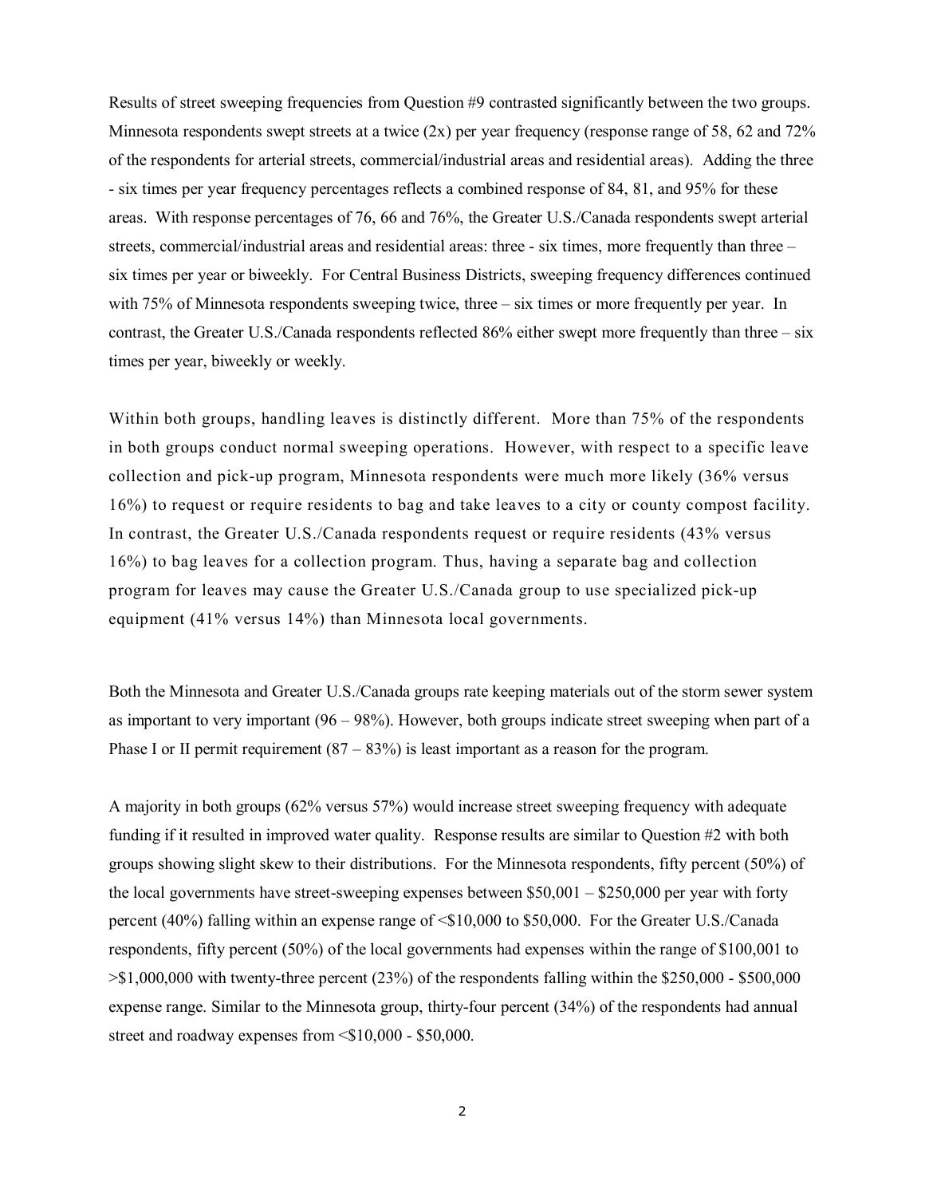Results of street sweeping frequencies from Question #9 contrasted significantly between the two groups. Minnesota respondents swept streets at a twice (2x) per year frequency (response range of 58, 62 and 72% of the respondents for arterial streets, commercial/industrial areas and residential areas). Adding the three - six times per year frequency percentages reflects a combined response of 84, 81, and 95% for these areas. With response percentages of 76, 66 and 76%, the Greater U.S./Canada respondents swept arterial streets, commercial/industrial areas and residential areas: three - six times, more frequently than three – six times per year or biweekly. For Central Business Districts, sweeping frequency differences continued with 75% of Minnesota respondents sweeping twice, three – six times or more frequently per year. In contrast, the Greater U.S./Canada respondents reflected 86% either swept more frequently than three – six times per year, biweekly or weekly.

Within both groups, handling leaves is distinctly different. More than 75% of the respondents in both groups conduct normal sweeping operations. However, with respect to a specific leave collection and pick-up program, Minnesota respondents were much more likely (36% versus 16%) to request or require residents to bag and take leaves to a city or county compost facility. In contrast, the Greater U.S./Canada respondents request or require residents (43% versus 16%) to bag leaves for a collection program. Thus, having a separate bag and collection program for leaves may cause the Greater U.S./Canada group to use specialized pick-up equipment (41% versus 14%) than Minnesota local governments.

Both the Minnesota and Greater U.S./Canada groups rate keeping materials out of the storm sewer system as important to very important (96 – 98%). However, both groups indicate street sweeping when part of a Phase I or II permit requirement (87 – 83%) is least important as a reason for the program.

A majority in both groups (62% versus 57%) would increase street sweeping frequency with adequate funding if it resulted in improved water quality. Response results are similar to Question #2 with both groups showing slight skew to their distributions. For the Minnesota respondents, fifty percent (50%) of the local governments have street-sweeping expenses between $50,001 – $250,000 per year with forty percent (40%) falling within an expense range of <$10,000 to $50,000. For the Greater U.S./Canada respondents, fifty percent (50%) of the local governments had expenses within the range of $100,001 to >$1,000,000 with twenty-three percent (23%) of the respondents falling within the $250,000 - $500,000 expense range. Similar to the Minnesota group, thirty-four percent (34%) of the respondents had annual street and roadway expenses from <$10,000 - $50,000.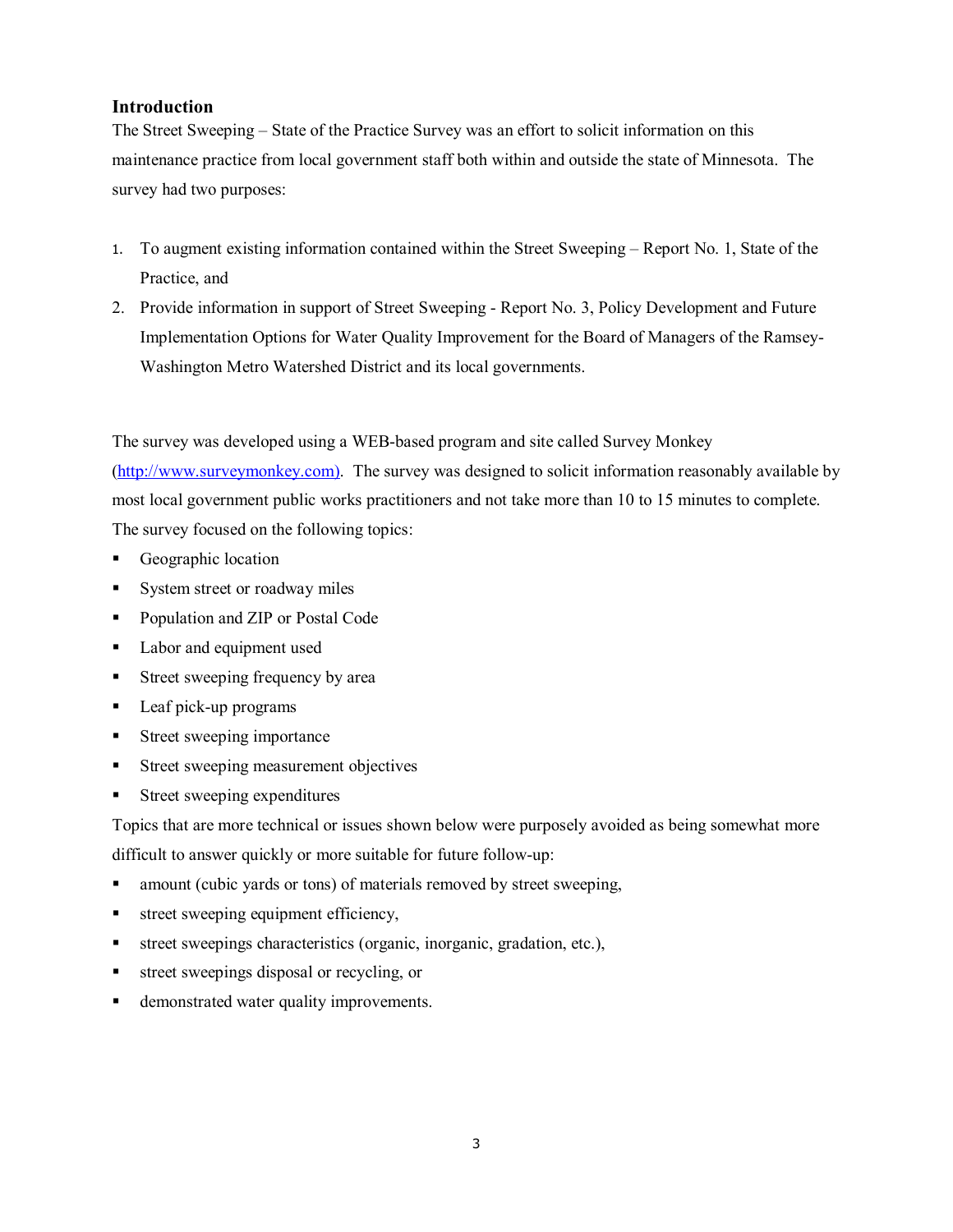## Introduction

The Street Sweeping – State of the Practice Survey was an effort to solicit information on this maintenance practice from local government staff both within and outside the state of Minnesota. The survey had two purposes:

1. To augment existing information contained within the Street Sweeping – Report No. 1, State of the Practice, and
2. Provide information in support of Street Sweeping - Report No. 3, Policy Development and Future Implementation Options for Water Quality Improvement for the Board of Managers of the Ramsey-Washington Metro Watershed District and its local governments.

The survey was developed using a WEB-based program and site called Survey Monkey (http://www.surveymonkey.com). The survey was designed to solicit information reasonably available by most local government public works practitioners and not take more than 10 to 15 minutes to complete. The survey focused on the following topics:

- Geographic location
- System street or roadway miles
- Population and ZIP or Postal Code
- Labor and equipment used
- Street sweeping frequency by area
- Leaf pick-up programs
- Street sweeping importance
- Street sweeping measurement objectives
- Street sweeping expenditures

Topics that are more technical or issues shown below were purposely avoided as being somewhat more difficult to answer quickly or more suitable for future follow-up:

- amount (cubic yards or tons) of materials removed by street sweeping,
- street sweeping equipment efficiency,
- street sweepings characteristics (organic, inorganic, gradation, etc.),
- street sweepings disposal or recycling, or
- demonstrated water quality improvements.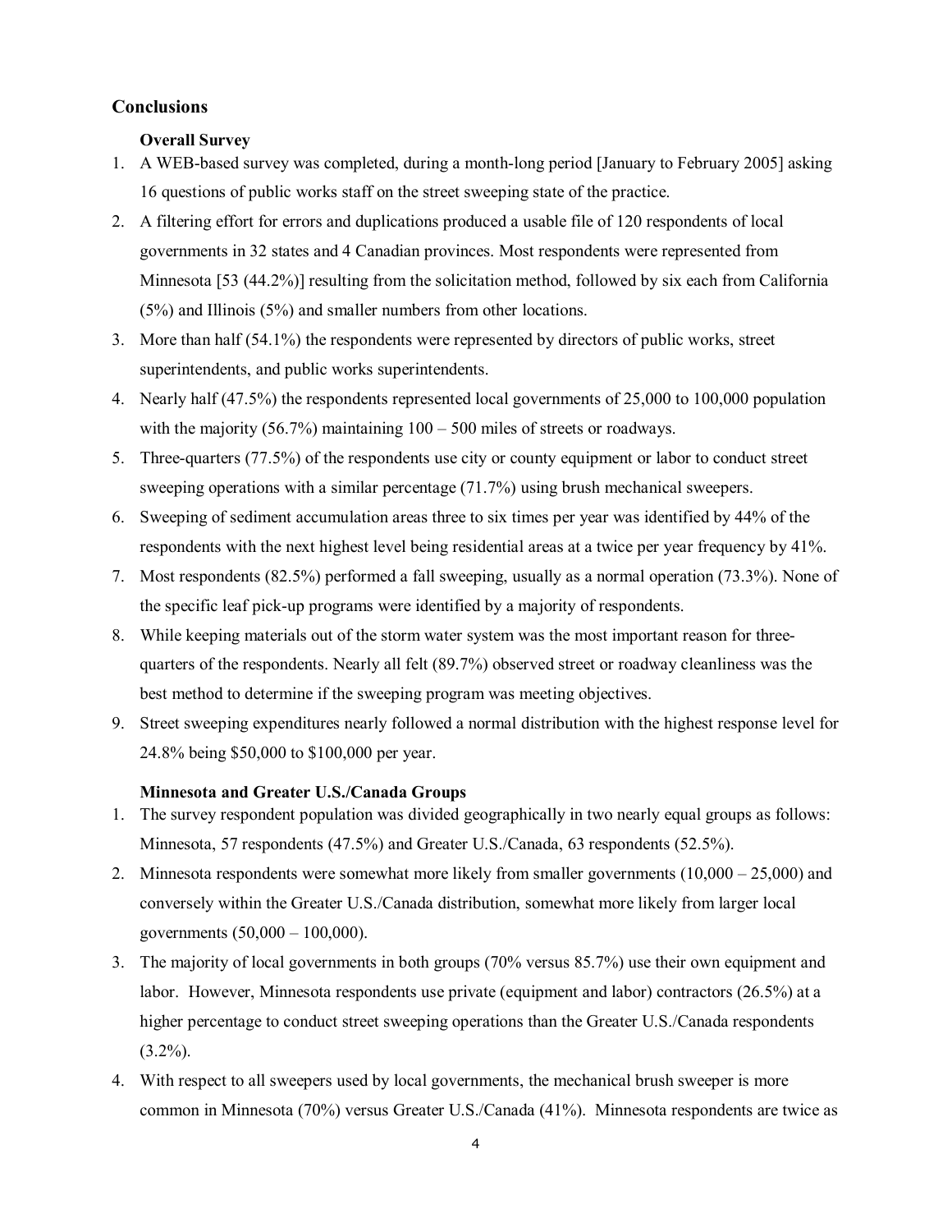## Conclusions

### Overall Survey

1. A WEB-based survey was completed, during a month-long period [January to February 2005] asking 16 questions of public works staff on the street sweeping state of the practice.
2. A filtering effort for errors and duplications produced a usable file of 120 respondents of local governments in 32 states and 4 Canadian provinces. Most respondents were represented from Minnesota [53 (44.2%)] resulting from the solicitation method, followed by six each from California (5%) and Illinois (5%) and smaller numbers from other locations.
3. More than half (54.1%) the respondents were represented by directors of public works, street superintendents, and public works superintendents.
4. Nearly half (47.5%) the respondents represented local governments of 25,000 to 100,000 population with the majority (56.7%) maintaining 100 – 500 miles of streets or roadways.
5. Three-quarters (77.5%) of the respondents use city or county equipment or labor to conduct street sweeping operations with a similar percentage (71.7%) using brush mechanical sweepers.
6. Sweeping of sediment accumulation areas three to six times per year was identified by 44% of the respondents with the next highest level being residential areas at a twice per year frequency by 41%.
7. Most respondents (82.5%) performed a fall sweeping, usually as a normal operation (73.3%). None of the specific leaf pick-up programs were identified by a majority of respondents.
8. While keeping materials out of the storm water system was the most important reason for three-quarters of the respondents. Nearly all felt (89.7%) observed street or roadway cleanliness was the best method to determine if the sweeping program was meeting objectives.
9. Street sweeping expenditures nearly followed a normal distribution with the highest response level for 24.8% being $50,000 to $100,000 per year.

### Minnesota and Greater U.S./Canada Groups

1. The survey respondent population was divided geographically in two nearly equal groups as follows: Minnesota, 57 respondents (47.5%) and Greater U.S./Canada, 63 respondents (52.5%).
2. Minnesota respondents were somewhat more likely from smaller governments (10,000 – 25,000) and conversely within the Greater U.S./Canada distribution, somewhat more likely from larger local governments (50,000 – 100,000).
3. The majority of local governments in both groups (70% versus 85.7%) use their own equipment and labor. However, Minnesota respondents use private (equipment and labor) contractors (26.5%) at a higher percentage to conduct street sweeping operations than the Greater U.S./Canada respondents (3.2%).
4. With respect to all sweepers used by local governments, the mechanical brush sweeper is more common in Minnesota (70%) versus Greater U.S./Canada (41%). Minnesota respondents are twice as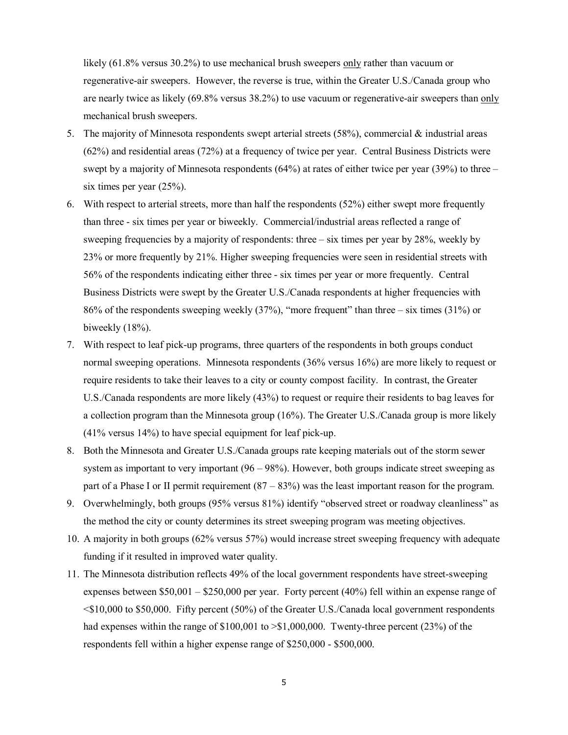likely (61.8% versus 30.2%) to use mechanical brush sweepers <u>only</u> rather than vacuum or regenerative-air sweepers. However, the reverse is true, within the Greater U.S./Canada group who are nearly twice as likely (69.8% versus 38.2%) to use vacuum or regenerative-air sweepers than <u>only</u> mechanical brush sweepers.

5. The majority of Minnesota respondents swept arterial streets (58%), commercial & industrial areas (62%) and residential areas (72%) at a frequency of twice per year. Central Business Districts were swept by a majority of Minnesota respondents (64%) at rates of either twice per year (39%) to three – six times per year (25%).
6. With respect to arterial streets, more than half the respondents (52%) either swept more frequently than three - six times per year or biweekly. Commercial/industrial areas reflected a range of sweeping frequencies by a majority of respondents: three – six times per year by 28%, weekly by 23% or more frequently by 21%. Higher sweeping frequencies were seen in residential streets with 56% of the respondents indicating either three - six times per year or more frequently. Central Business Districts were swept by the Greater U.S./Canada respondents at higher frequencies with 86% of the respondents sweeping weekly (37%), "more frequent" than three – six times (31%) or biweekly (18%).
7. With respect to leaf pick-up programs, three quarters of the respondents in both groups conduct normal sweeping operations. Minnesota respondents (36% versus 16%) are more likely to request or require residents to take their leaves to a city or county compost facility. In contrast, the Greater U.S./Canada respondents are more likely (43%) to request or require their residents to bag leaves for a collection program than the Minnesota group (16%). The Greater U.S./Canada group is more likely (41% versus 14%) to have special equipment for leaf pick-up.
8. Both the Minnesota and Greater U.S./Canada groups rate keeping materials out of the storm sewer system as important to very important (96 – 98%). However, both groups indicate street sweeping as part of a Phase I or II permit requirement (87 – 83%) was the least important reason for the program.
9. Overwhelmingly, both groups (95% versus 81%) identify "observed street or roadway cleanliness" as the method the city or county determines its street sweeping program was meeting objectives.
10. A majority in both groups (62% versus 57%) would increase street sweeping frequency with adequate funding if it resulted in improved water quality.
11. The Minnesota distribution reflects 49% of the local government respondents have street-sweeping expenses between $50,001 – $250,000 per year. Forty percent (40%) fell within an expense range of <$10,000 to $50,000. Fifty percent (50%) of the Greater U.S./Canada local government respondents had expenses within the range of $100,001 to >$1,000,000. Twenty-three percent (23%) of the respondents fell within a higher expense range of $250,000 - $500,000.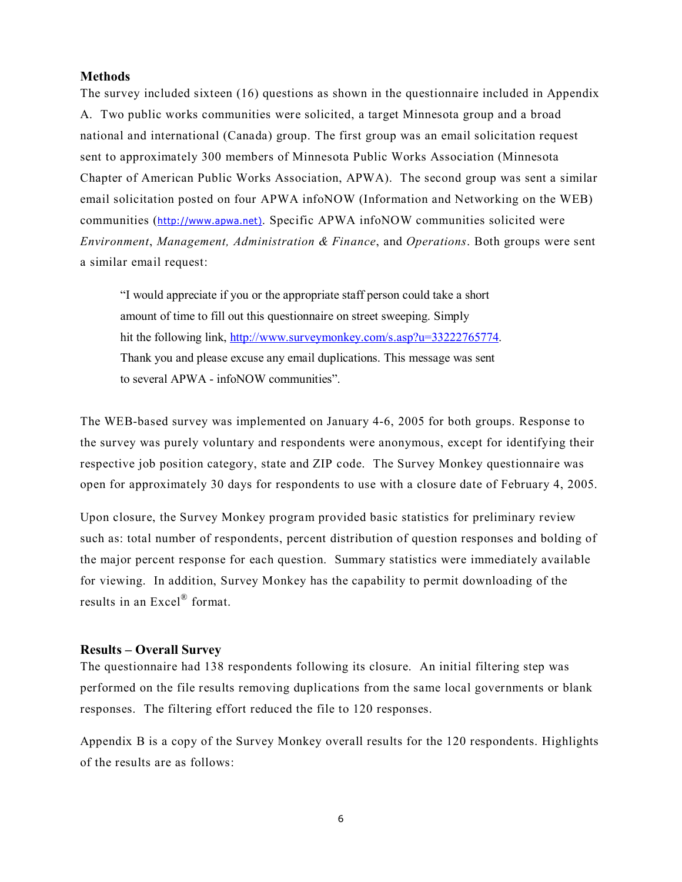**Methods**

The survey included sixteen (16) questions as shown in the questionnaire included in Appendix A. Two public works communities were solicited, a target Minnesota group and a broad national and international (Canada) group. The first group was an email solicitation request sent to approximately 300 members of Minnesota Public Works Association (Minnesota Chapter of American Public Works Association, APWA). The second group was sent a similar email solicitation posted on four APWA infoNOW (Information and Networking on the WEB) communities (http://www.apwa.net). Specific APWA infoNOW communities solicited were *Environment*, *Management, Administration & Finance*, and *Operations*. Both groups were sent a similar email request:

> "I would appreciate if you or the appropriate staff person could take a short amount of time to fill out this questionnaire on street sweeping. Simply hit the following link, http://www.surveymonkey.com/s.asp?u=33222765774. Thank you and please excuse any email duplications. This message was sent to several APWA - infoNOW communities".

The WEB-based survey was implemented on January 4-6, 2005 for both groups. Response to the survey was purely voluntary and respondents were anonymous, except for identifying their respective job position category, state and ZIP code. The Survey Monkey questionnaire was open for approximately 30 days for respondents to use with a closure date of February 4, 2005.

Upon closure, the Survey Monkey program provided basic statistics for preliminary review such as: total number of respondents, percent distribution of question responses and bolding of the major percent response for each question. Summary statistics were immediately available for viewing. In addition, Survey Monkey has the capability to permit downloading of the results in an Excel® format.

**Results – Overall Survey**

The questionnaire had 138 respondents following its closure. An initial filtering step was performed on the file results removing duplications from the same local governments or blank responses. The filtering effort reduced the file to 120 responses.

Appendix B is a copy of the Survey Monkey overall results for the 120 respondents. Highlights of the results are as follows: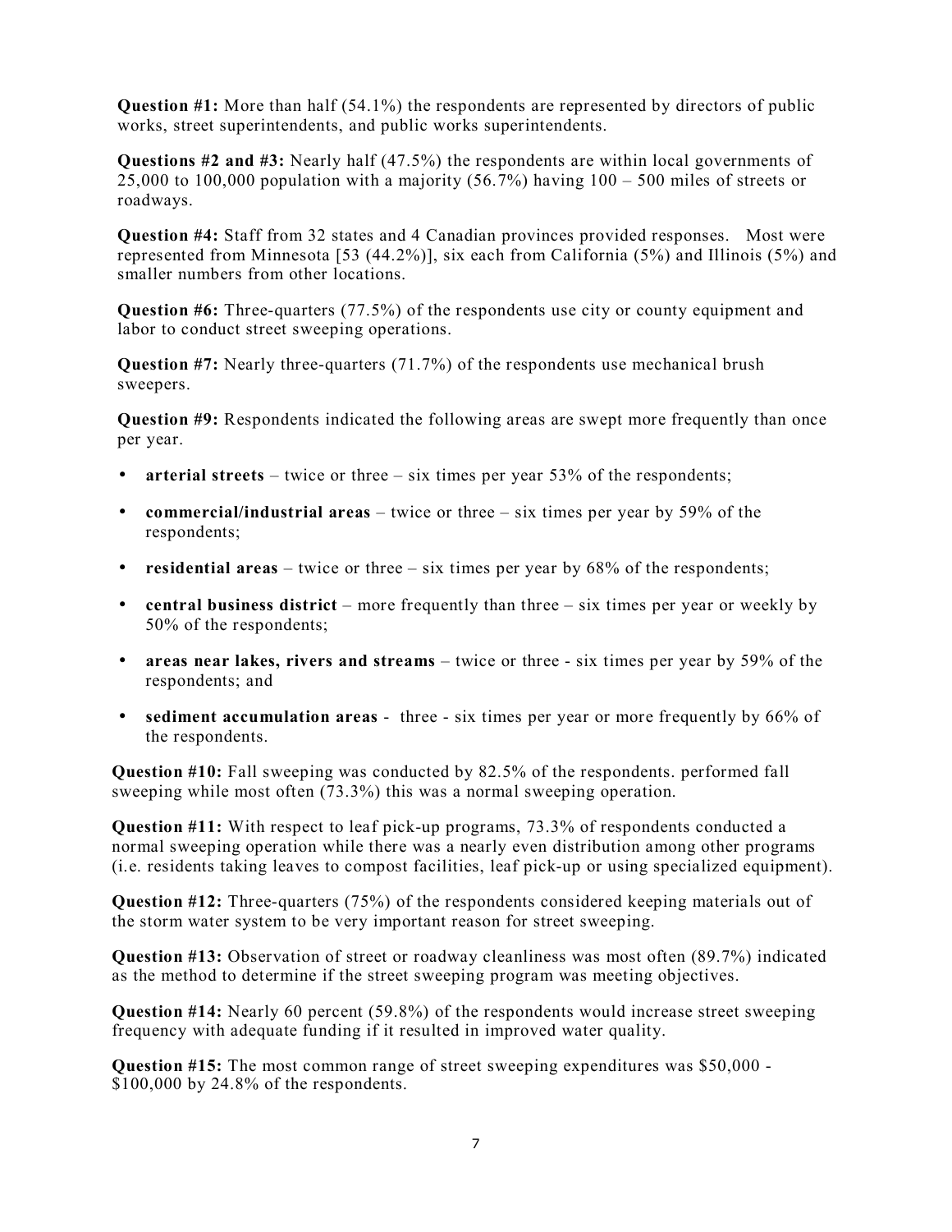**Question #1:** More than half (54.1%) the respondents are represented by directors of public works, street superintendents, and public works superintendents.

**Questions #2 and #3:** Nearly half (47.5%) the respondents are within local governments of 25,000 to 100,000 population with a majority (56.7%) having 100 – 500 miles of streets or roadways.

**Question #4:** Staff from 32 states and 4 Canadian provinces provided responses. Most were represented from Minnesota [53 (44.2%)], six each from California (5%) and Illinois (5%) and smaller numbers from other locations.

**Question #6:** Three-quarters (77.5%) of the respondents use city or county equipment and labor to conduct street sweeping operations.

**Question #7:** Nearly three-quarters (71.7%) of the respondents use mechanical brush sweepers.

**Question #9:** Respondents indicated the following areas are swept more frequently than once per year.

- **arterial streets** – twice or three – six times per year 53% of the respondents;
- **commercial/industrial areas** – twice or three – six times per year by 59% of the respondents;
- **residential areas** – twice or three – six times per year by 68% of the respondents;
- **central business district** – more frequently than three – six times per year or weekly by 50% of the respondents;
- **areas near lakes, rivers and streams** – twice or three - six times per year by 59% of the respondents; and
- **sediment accumulation areas** - three - six times per year or more frequently by 66% of the respondents.

**Question #10:** Fall sweeping was conducted by 82.5% of the respondents. performed fall sweeping while most often (73.3%) this was a normal sweeping operation.

**Question #11:** With respect to leaf pick-up programs, 73.3% of respondents conducted a normal sweeping operation while there was a nearly even distribution among other programs (i.e. residents taking leaves to compost facilities, leaf pick-up or using specialized equipment).

**Question #12:** Three-quarters (75%) of the respondents considered keeping materials out of the storm water system to be very important reason for street sweeping.

**Question #13:** Observation of street or roadway cleanliness was most often (89.7%) indicated as the method to determine if the street sweeping program was meeting objectives.

**Question #14:** Nearly 60 percent (59.8%) of the respondents would increase street sweeping frequency with adequate funding if it resulted in improved water quality.

**Question #15:** The most common range of street sweeping expenditures was $50,000 - $100,000 by 24.8% of the respondents.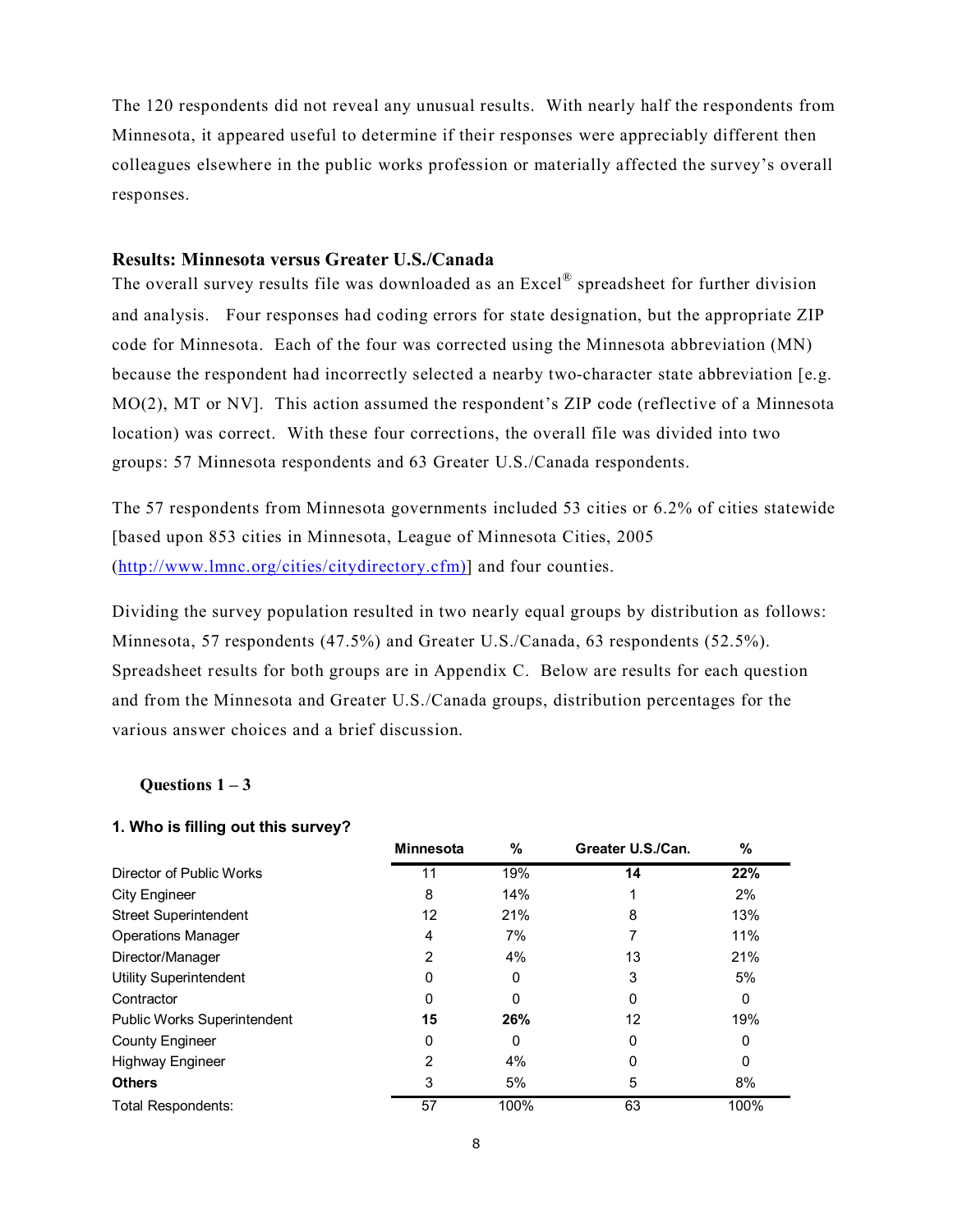The 120 respondents did not reveal any unusual results. With nearly half the respondents from Minnesota, it appeared useful to determine if their responses were appreciably different then colleagues elsewhere in the public works profession or materially affected the survey's overall responses.

### Results: Minnesota versus Greater U.S./Canada

The overall survey results file was downloaded as an Excel® spreadsheet for further division and analysis. Four responses had coding errors for state designation, but the appropriate ZIP code for Minnesota. Each of the four was corrected using the Minnesota abbreviation (MN) because the respondent had incorrectly selected a nearby two-character state abbreviation [e.g. MO(2), MT or NV]. This action assumed the respondent's ZIP code (reflective of a Minnesota location) was correct. With these four corrections, the overall file was divided into two groups: 57 Minnesota respondents and 63 Greater U.S./Canada respondents.

The 57 respondents from Minnesota governments included 53 cities or 6.2% of cities statewide [based upon 853 cities in Minnesota, League of Minnesota Cities, 2005 (http://www.lmnc.org/cities/citydirectory.cfm)] and four counties.

Dividing the survey population resulted in two nearly equal groups by distribution as follows: Minnesota, 57 respondents (47.5%) and Greater U.S./Canada, 63 respondents (52.5%). Spreadsheet results for both groups are in Appendix C. Below are results for each question and from the Minnesota and Greater U.S./Canada groups, distribution percentages for the various answer choices and a brief discussion.

#### Questions 1 – 3

**1. Who is filling out this survey?**

| | Minnesota | % | Greater U.S./Can. | % |
|---|---|---|---|---|
| Director of Public Works | 11 | 19% | **14** | **22%** |
| City Engineer | 8 | 14% | 1 | 2% |
| Street Superintendent | 12 | 21% | 8 | 13% |
| Operations Manager | 4 | 7% | 7 | 11% |
| Director/Manager | 2 | 4% | 13 | 21% |
| Utility Superintendent | 0 | 0 | 3 | 5% |
| Contractor | 0 | 0 | 0 | 0 |
| Public Works Superintendent | **15** | **26%** | 12 | 19% |
| County Engineer | 0 | 0 | 0 | 0 |
| Highway Engineer | 2 | 4% | 0 | 0 |
| **Others** | 3 | 5% | 5 | 8% |
| Total Respondents: | 57 | 100% | 63 | 100% |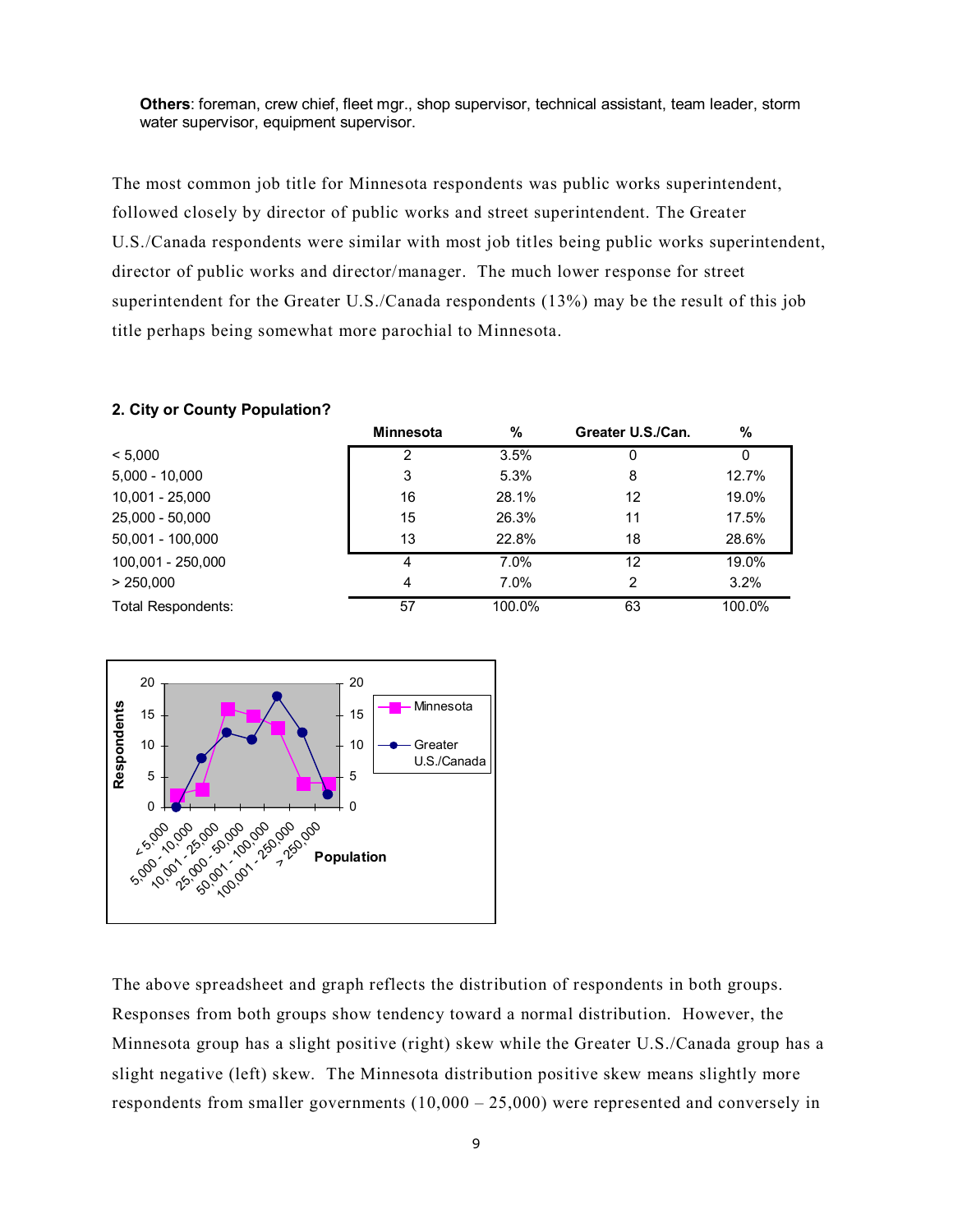**Others**: foreman, crew chief, fleet mgr., shop supervisor, technical assistant, team leader, storm water supervisor, equipment supervisor.

The most common job title for Minnesota respondents was public works superintendent, followed closely by director of public works and street superintendent. The Greater U.S./Canada respondents were similar with most job titles being public works superintendent, director of public works and director/manager. The much lower response for street superintendent for the Greater U.S./Canada respondents (13%) may be the result of this job title perhaps being somewhat more parochial to Minnesota.

**2. City or County Population?**

| | Minnesota | % | Greater U.S./Can. | % |
|---|---|---|---|---|
| < 5,000 | 2 | 3.5% | 0 | 0 |
| 5,000 - 10,000 | 3 | 5.3% | 8 | 12.7% |
| 10,001 - 25,000 | 16 | 28.1% | 12 | 19.0% |
| 25,000 - 50,000 | 15 | 26.3% | 11 | 17.5% |
| 50,001 - 100,000 | 13 | 22.8% | 18 | 28.6% |
| 100,001 - 250,000 | 4 | 7.0% | 12 | 19.0% |
| > 250,000 | 4 | 7.0% | 2 | 3.2% |
| Total Respondents: | 57 | 100.0% | 63 | 100.0% |

Respondents
20
15
10
5
0
< 5,000
5,000 - 10,000
10,001 - 25,000
25,000 - 50,000
50,001 - 100,000
100,001 - 250,000
> 250,000
Population
Minnesota
Greater U.S./Canada

The above spreadsheet and graph reflects the distribution of respondents in both groups. Responses from both groups show tendency toward a normal distribution. However, the Minnesota group has a slight positive (right) skew while the Greater U.S./Canada group has a slight negative (left) skew. The Minnesota distribution positive skew means slightly more respondents from smaller governments (10,000 – 25,000) were represented and conversely in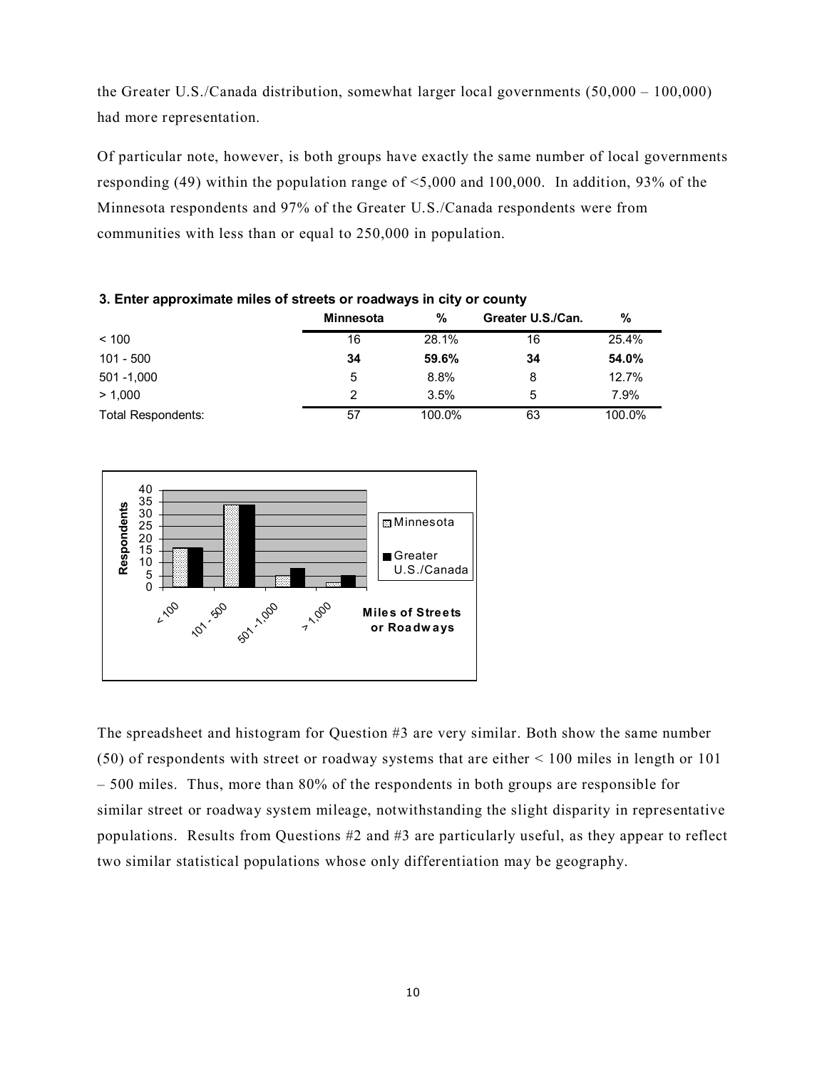the Greater U.S./Canada distribution, somewhat larger local governments (50,000 – 100,000) had more representation.

Of particular note, however, is both groups have exactly the same number of local governments responding (49) within the population range of <5,000 and 100,000. In addition, 93% of the Minnesota respondents and 97% of the Greater U.S./Canada respondents were from communities with less than or equal to 250,000 in population.

**3. Enter approximate miles of streets or roadways in city or county**

| | Minnesota | % | Greater U.S./Can. | % |
|---|---|---|---|---|
| < 100 | 16 | 28.1% | 16 | 25.4% |
| 101 - 500 | **34** | **59.6%** | **34** | **54.0%** |
| 501 -1,000 | 5 | 8.8% | 8 | 12.7% |
| > 1,000 | 2 | 3.5% | 5 | 7.9% |
| Total Respondents: | 57 | 100.0% | 63 | 100.0% |

Respondents

40
35
30
25
20
15
10
5
0

< 100
101 - 500
501 -1,000
> 1,000

Minnesota
Greater U.S./Canada

Miles of Streets or Roadways

The spreadsheet and histogram for Question #3 are very similar. Both show the same number (50) of respondents with street or roadway systems that are either < 100 miles in length or 101 – 500 miles. Thus, more than 80% of the respondents in both groups are responsible for similar street or roadway system mileage, notwithstanding the slight disparity in representative populations. Results from Questions #2 and #3 are particularly useful, as they appear to reflect two similar statistical populations whose only differentiation may be geography.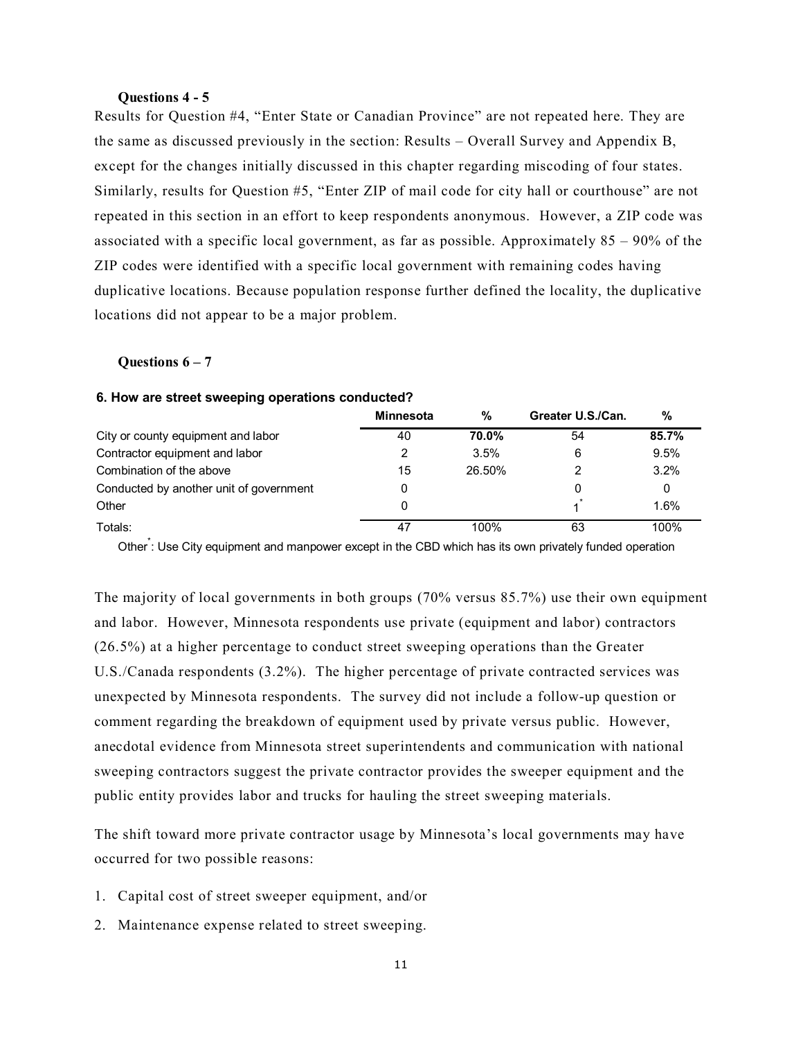**Questions 4 - 5**

Results for Question #4, "Enter State or Canadian Province" are not repeated here. They are the same as discussed previously in the section: Results – Overall Survey and Appendix B, except for the changes initially discussed in this chapter regarding miscoding of four states. Similarly, results for Question #5, "Enter ZIP of mail code for city hall or courthouse" are not repeated in this section in an effort to keep respondents anonymous. However, a ZIP code was associated with a specific local government, as far as possible. Approximately 85 – 90% of the ZIP codes were identified with a specific local government with remaining codes having duplicative locations. Because population response further defined the locality, the duplicative locations did not appear to be a major problem.

**Questions 6 – 7**

**6. How are street sweeping operations conducted?**

| | Minnesota | % | Greater U.S./Can. | % |
|---|---|---|---|---|
| City or county equipment and labor | 40 | **70.0%** | 54 | **85.7%** |
| Contractor equipment and labor | 2 | 3.5% | 6 | 9.5% |
| Combination of the above | 15 | 26.50% | 2 | 3.2% |
| Conducted by another unit of government | 0 | | 0 | 0 |
| Other | 0 | | 1* | 1.6% |
| Totals: | 47 | 100% | 63 | 100% |

Other*: Use City equipment and manpower except in the CBD which has its own privately funded operation

The majority of local governments in both groups (70% versus 85.7%) use their own equipment and labor. However, Minnesota respondents use private (equipment and labor) contractors (26.5%) at a higher percentage to conduct street sweeping operations than the Greater U.S./Canada respondents (3.2%). The higher percentage of private contracted services was unexpected by Minnesota respondents. The survey did not include a follow-up question or comment regarding the breakdown of equipment used by private versus public. However, anecdotal evidence from Minnesota street superintendents and communication with national sweeping contractors suggest the private contractor provides the sweeper equipment and the public entity provides labor and trucks for hauling the street sweeping materials.

The shift toward more private contractor usage by Minnesota's local governments may have occurred for two possible reasons:

1. Capital cost of street sweeper equipment, and/or
2. Maintenance expense related to street sweeping.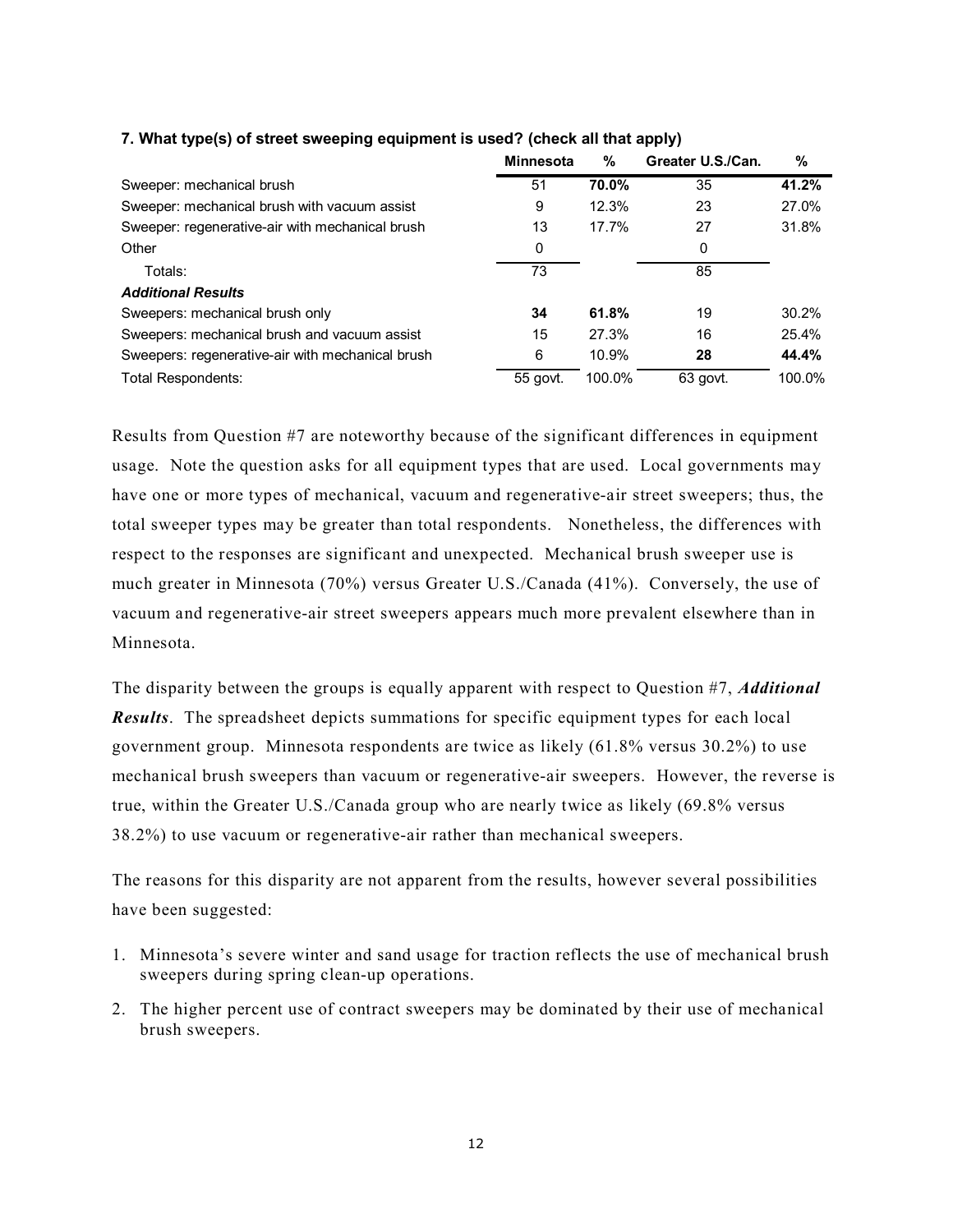**7. What type(s) of street sweeping equipment is used? (check all that apply)**

| | Minnesota | % | Greater U.S./Can. | % |
|---|---|---|---|---|
| Sweeper: mechanical brush | 51 | **70.0%** | 35 | **41.2%** |
| Sweeper: mechanical brush with vacuum assist | 9 | 12.3% | 23 | 27.0% |
| Sweeper: regenerative-air with mechanical brush | 13 | 17.7% | 27 | 31.8% |
| Other | 0 | | 0 | |
| Totals: | 73 | | 85 | |
| ***Additional Results*** | | | | |
| Sweepers: mechanical brush only | **34** | **61.8%** | 19 | 30.2% |
| Sweepers: mechanical brush and vacuum assist | 15 | 27.3% | 16 | 25.4% |
| Sweepers: regenerative-air with mechanical brush | 6 | 10.9% | **28** | **44.4%** |
| Total Respondents: | 55 govt. | 100.0% | 63 govt. | 100.0% |

Results from Question #7 are noteworthy because of the significant differences in equipment usage. Note the question asks for all equipment types that are used. Local governments may have one or more types of mechanical, vacuum and regenerative-air street sweepers; thus, the total sweeper types may be greater than total respondents. Nonetheless, the differences with respect to the responses are significant and unexpected. Mechanical brush sweeper use is much greater in Minnesota (70%) versus Greater U.S./Canada (41%). Conversely, the use of vacuum and regenerative-air street sweepers appears much more prevalent elsewhere than in Minnesota.

The disparity between the groups is equally apparent with respect to Question #7, ***Additional Results***. The spreadsheet depicts summations for specific equipment types for each local government group. Minnesota respondents are twice as likely (61.8% versus 30.2%) to use mechanical brush sweepers than vacuum or regenerative-air sweepers. However, the reverse is true, within the Greater U.S./Canada group who are nearly twice as likely (69.8% versus 38.2%) to use vacuum or regenerative-air rather than mechanical sweepers.

The reasons for this disparity are not apparent from the results, however several possibilities have been suggested:

1. Minnesota's severe winter and sand usage for traction reflects the use of mechanical brush sweepers during spring clean-up operations.
2. The higher percent use of contract sweepers may be dominated by their use of mechanical brush sweepers.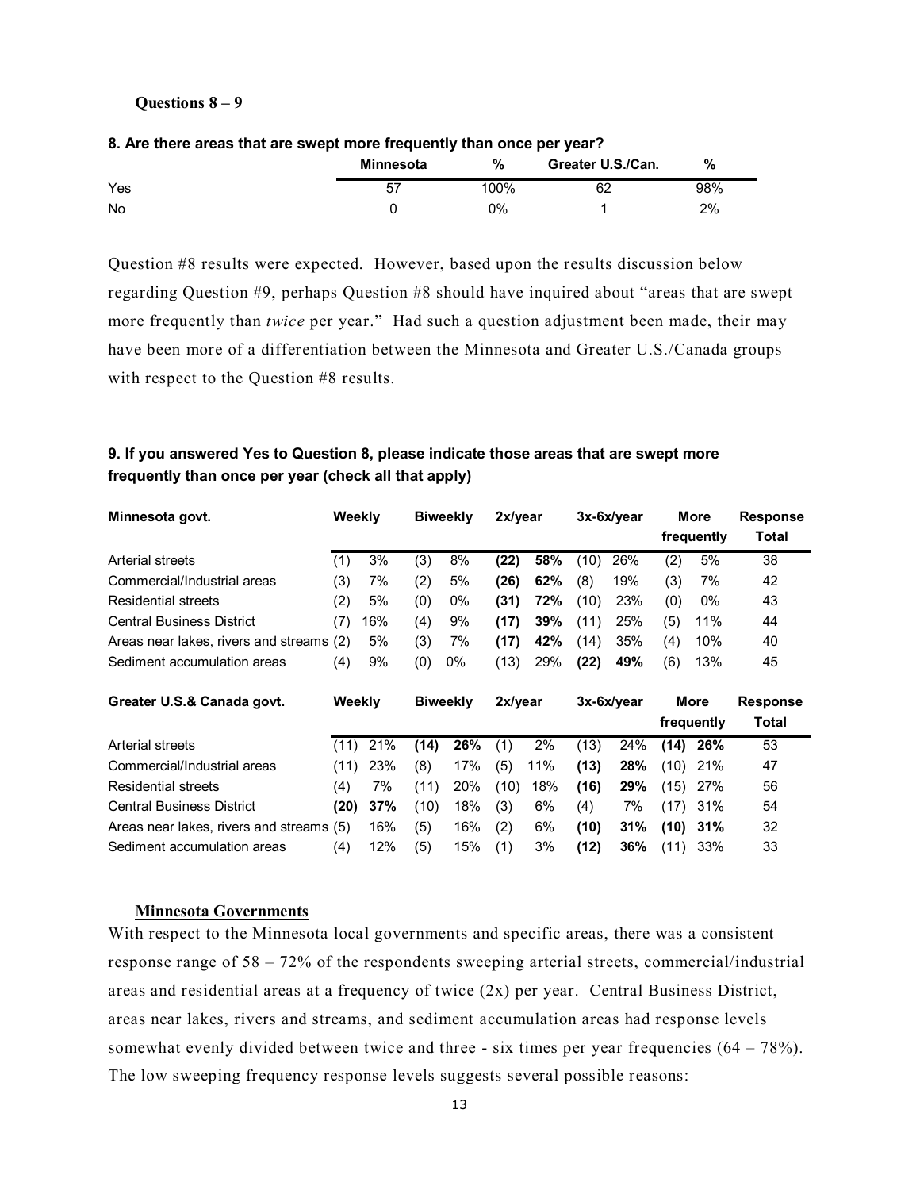**Questions 8 – 9**

**8. Are there areas that are swept more frequently than once per year?**

| | Minnesota | % | Greater U.S./Can. | % |
|---|---|---|---|---|
| Yes | 57 | 100% | 62 | 98% |
| No | 0 | 0% | 1 | 2% |

Question #8 results were expected. However, based upon the results discussion below regarding Question #9, perhaps Question #8 should have inquired about "areas that are swept more frequently than *twice* per year." Had such a question adjustment been made, their may have been more of a differentiation between the Minnesota and Greater U.S./Canada groups with respect to the Question #8 results.

**9. If you answered Yes to Question 8, please indicate those areas that are swept more frequently than once per year (check all that apply)**

| Minnesota govt. | Weekly | | Biweekly | | 2x/year | | 3x-6x/year | | More frequently | | Response Total |
|---|---|---|---|---|---|---|---|---|---|---|---|
| Arterial streets | (1) | 3% | (3) | 8% | **(22)** | **58%** | (10) | 26% | (2) | 5% | 38 |
| Commercial/Industrial areas | (3) | 7% | (2) | 5% | **(26)** | **62%** | (8) | 19% | (3) | 7% | 42 |
| Residential streets | (2) | 5% | (0) | 0% | **(31)** | **72%** | (10) | 23% | (0) | 0% | 43 |
| Central Business District | (7) | 16% | (4) | 9% | **(17)** | **39%** | (11) | 25% | (5) | 11% | 44 |
| Areas near lakes, rivers and streams | (2) | 5% | (3) | 7% | **(17)** | **42%** | (14) | 35% | (4) | 10% | 40 |
| Sediment accumulation areas | (4) | 9% | (0) | 0% | (13) | 29% | **(22)** | **49%** | (6) | 13% | 45 |

| Greater U.S.& Canada govt. | Weekly | | Biweekly | | 2x/year | | 3x-6x/year | | More frequently | | Response Total |
|---|---|---|---|---|---|---|---|---|---|---|---|
| Arterial streets | (11) | 21% | **(14)** | **26%** | (1) | 2% | (13) | 24% | **(14)** | **26%** | 53 |
| Commercial/Industrial areas | (11) | 23% | (8) | 17% | (5) | 11% | **(13)** | **28%** | (10) | 21% | 47 |
| Residential streets | (4) | 7% | (11) | 20% | (10) | 18% | **(16)** | **29%** | (15) | 27% | 56 |
| Central Business District | **(20)** | **37%** | (10) | 18% | (3) | 6% | (4) | 7% | (17) | 31% | 54 |
| Areas near lakes, rivers and streams | (5) | 16% | (5) | 16% | (2) | 6% | **(10)** | **31%** | **(10)** | **31%** | 32 |
| Sediment accumulation areas | (4) | 12% | (5) | 15% | (1) | 3% | **(12)** | **36%** | (11) | 33% | 33 |

**Minnesota Governments**

With respect to the Minnesota local governments and specific areas, there was a consistent response range of 58 – 72% of the respondents sweeping arterial streets, commercial/industrial areas and residential areas at a frequency of twice (2x) per year. Central Business District, areas near lakes, rivers and streams, and sediment accumulation areas had response levels somewhat evenly divided between twice and three - six times per year frequencies (64 – 78%). The low sweeping frequency response levels suggests several possible reasons: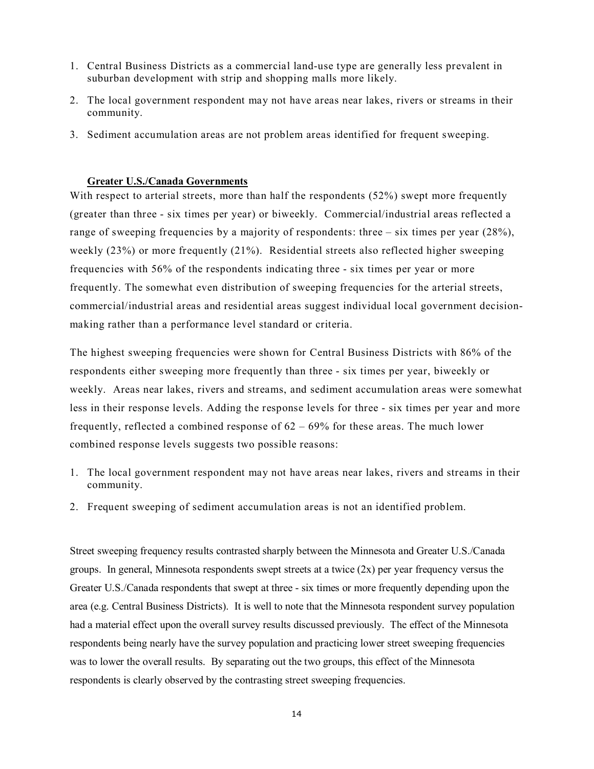1. Central Business Districts as a commercial land-use type are generally less prevalent in suburban development with strip and shopping malls more likely.
2. The local government respondent may not have areas near lakes, rivers or streams in their community.
3. Sediment accumulation areas are not problem areas identified for frequent sweeping.

### Greater U.S./Canada Governments

With respect to arterial streets, more than half the respondents (52%) swept more frequently (greater than three - six times per year) or biweekly. Commercial/industrial areas reflected a range of sweeping frequencies by a majority of respondents: three – six times per year (28%), weekly (23%) or more frequently (21%). Residential streets also reflected higher sweeping frequencies with 56% of the respondents indicating three - six times per year or more frequently. The somewhat even distribution of sweeping frequencies for the arterial streets, commercial/industrial areas and residential areas suggest individual local government decision-making rather than a performance level standard or criteria.

The highest sweeping frequencies were shown for Central Business Districts with 86% of the respondents either sweeping more frequently than three - six times per year, biweekly or weekly. Areas near lakes, rivers and streams, and sediment accumulation areas were somewhat less in their response levels. Adding the response levels for three - six times per year and more frequently, reflected a combined response of 62 – 69% for these areas. The much lower combined response levels suggests two possible reasons:

1. The local government respondent may not have areas near lakes, rivers and streams in their community.
2. Frequent sweeping of sediment accumulation areas is not an identified problem.

Street sweeping frequency results contrasted sharply between the Minnesota and Greater U.S./Canada groups. In general, Minnesota respondents swept streets at a twice (2x) per year frequency versus the Greater U.S./Canada respondents that swept at three - six times or more frequently depending upon the area (e.g. Central Business Districts). It is well to note that the Minnesota respondent survey population had a material effect upon the overall survey results discussed previously. The effect of the Minnesota respondents being nearly have the survey population and practicing lower street sweeping frequencies was to lower the overall results. By separating out the two groups, this effect of the Minnesota respondents is clearly observed by the contrasting street sweeping frequencies.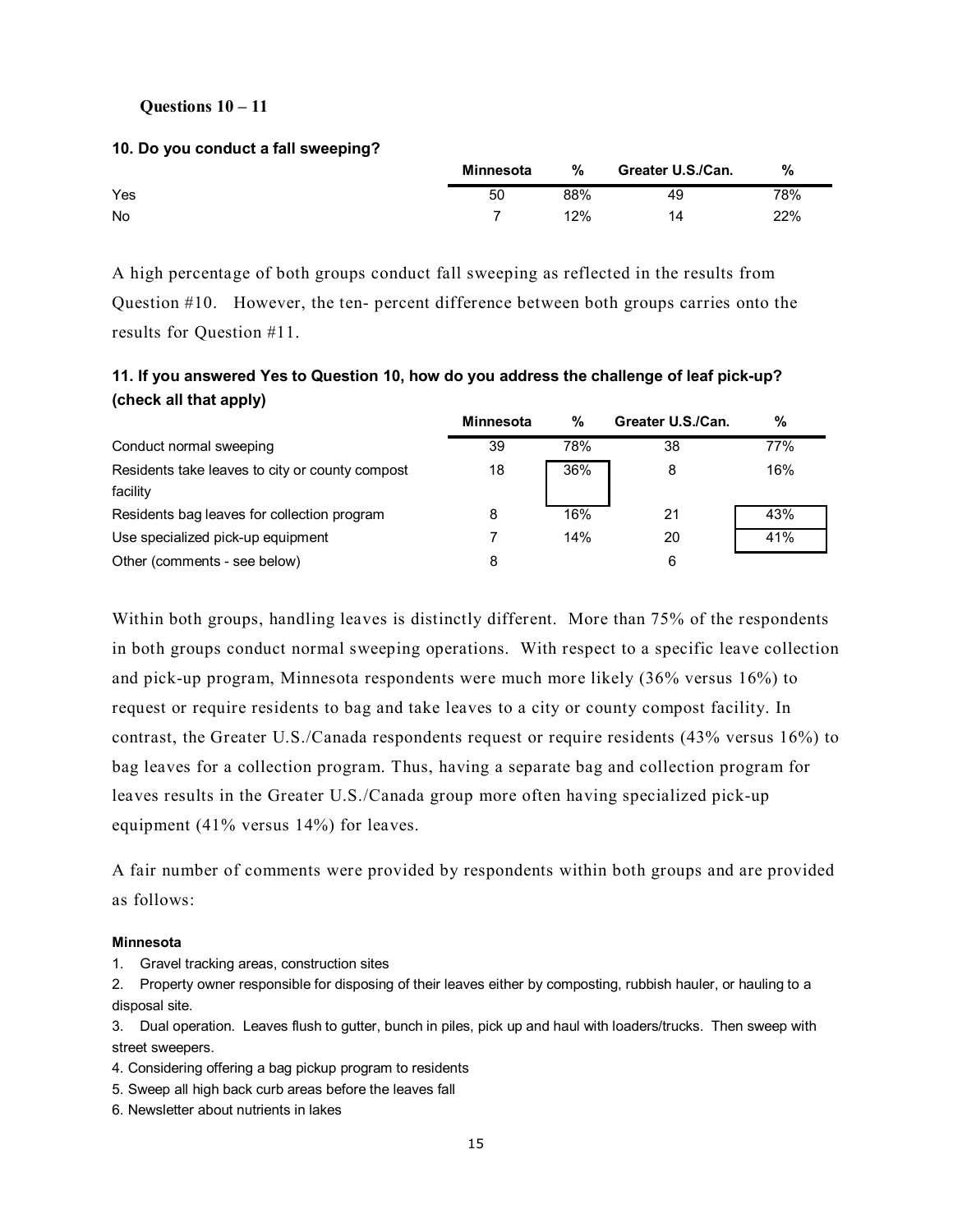**Questions 10 – 11**

**10. Do you conduct a fall sweeping?**

| | Minnesota | % | Greater U.S./Can. | % |
|---|---|---|---|---|
| Yes | 50 | 88% | 49 | 78% |
| No | 7 | 12% | 14 | 22% |

A high percentage of both groups conduct fall sweeping as reflected in the results from Question #10. However, the ten- percent difference between both groups carries onto the results for Question #11.

**11. If you answered Yes to Question 10, how do you address the challenge of leaf pick-up? (check all that apply)**

| | Minnesota | % | Greater U.S./Can. | % |
|---|---|---|---|---|
| Conduct normal sweeping | 39 | 78% | 38 | 77% |
| Residents take leaves to city or county compost facility | 18 | 36% | 8 | 16% |
| Residents bag leaves for collection program | 8 | 16% | 21 | 43% |
| Use specialized pick-up equipment | 7 | 14% | 20 | 41% |
| Other (comments - see below) | 8 | | 6 | |

Within both groups, handling leaves is distinctly different. More than 75% of the respondents in both groups conduct normal sweeping operations. With respect to a specific leave collection and pick-up program, Minnesota respondents were much more likely (36% versus 16%) to request or require residents to bag and take leaves to a city or county compost facility. In contrast, the Greater U.S./Canada respondents request or require residents (43% versus 16%) to bag leaves for a collection program. Thus, having a separate bag and collection program for leaves results in the Greater U.S./Canada group more often having specialized pick-up equipment (41% versus 14%) for leaves.

A fair number of comments were provided by respondents within both groups and are provided as follows:

**Minnesota**

1. Gravel tracking areas, construction sites
2. Property owner responsible for disposing of their leaves either by composting, rubbish hauler, or hauling to a disposal site.
3. Dual operation. Leaves flush to gutter, bunch in piles, pick up and haul with loaders/trucks. Then sweep with street sweepers.
4. Considering offering a bag pickup program to residents
5. Sweep all high back curb areas before the leaves fall
6. Newsletter about nutrients in lakes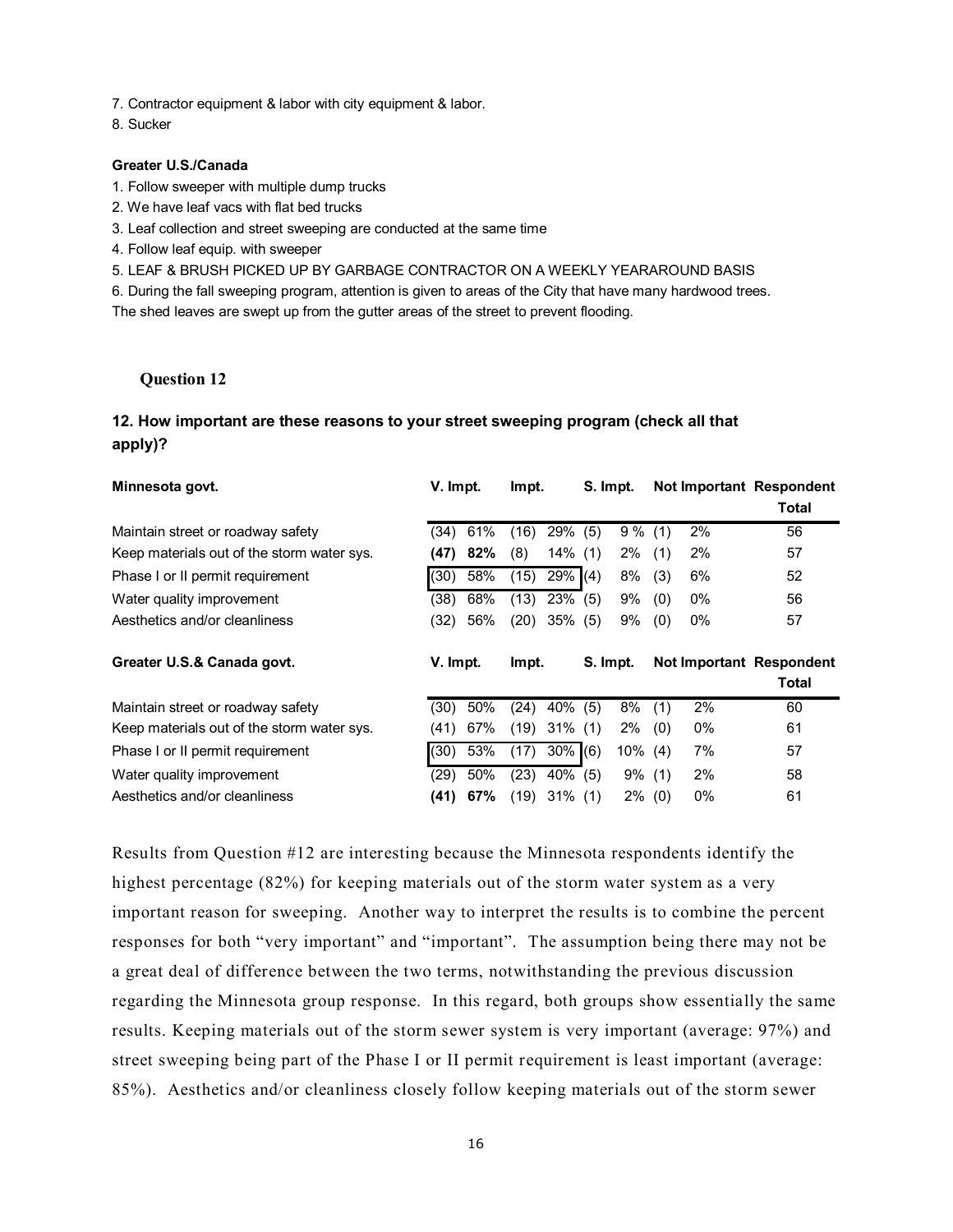7. Contractor equipment & labor with city equipment & labor.
8. Sucker

**Greater U.S./Canada**

1. Follow sweeper with multiple dump trucks
2. We have leaf vacs with flat bed trucks
3. Leaf collection and street sweeping are conducted at the same time
4. Follow leaf equip. with sweeper
5. LEAF & BRUSH PICKED UP BY GARBAGE CONTRACTOR ON A WEEKLY YEARAROUND BASIS
6. During the fall sweeping program, attention is given to areas of the City that have many hardwood trees. The shed leaves are swept up from the gutter areas of the street to prevent flooding.

### Question 12

**12. How important are these reasons to your street sweeping program (check all that apply)?**

| Minnesota govt. | V. Impt. | | Impt. | | S. Impt. | | Not Important | | Respondent Total |
|---|---|---|---|---|---|---|---|---|---|
| Maintain street or roadway safety | (34) | 61% | (16) | 29% | (5) | 9 % | (1) | 2% | 56 |
| Keep materials out of the storm water sys. | **(47)** | **82%** | (8) | 14% | (1) | 2% | (1) | 2% | 57 |
| Phase I or II permit requirement | (30) | 58% | (15) | 29% | (4) | 8% | (3) | 6% | 52 |
| Water quality improvement | (38) | 68% | (13) | 23% | (5) | 9% | (0) | 0% | 56 |
| Aesthetics and/or cleanliness | (32) | 56% | (20) | 35% | (5) | 9% | (0) | 0% | 57 |

| Greater U.S.& Canada govt. | V. Impt. | | Impt. | | S. Impt. | | Not Important | | Respondent Total |
|---|---|---|---|---|---|---|---|---|---|
| Maintain street or roadway safety | (30) | 50% | (24) | 40% | (5) | 8% | (1) | 2% | 60 |
| Keep materials out of the storm water sys. | (41) | 67% | (19) | 31% | (1) | 2% | (0) | 0% | 61 |
| Phase I or II permit requirement | (30) | 53% | (17) | 30% | (6) | 10% | (4) | 7% | 57 |
| Water quality improvement | (29) | 50% | (23) | 40% | (5) | 9% | (1) | 2% | 58 |
| Aesthetics and/or cleanliness | **(41)** | **67%** | (19) | 31% | (1) | 2% | (0) | 0% | 61 |

Results from Question #12 are interesting because the Minnesota respondents identify the highest percentage (82%) for keeping materials out of the storm water system as a very important reason for sweeping. Another way to interpret the results is to combine the percent responses for both "very important" and "important". The assumption being there may not be a great deal of difference between the two terms, notwithstanding the previous discussion regarding the Minnesota group response. In this regard, both groups show essentially the same results. Keeping materials out of the storm sewer system is very important (average: 97%) and street sweeping being part of the Phase I or II permit requirement is least important (average: 85%). Aesthetics and/or cleanliness closely follow keeping materials out of the storm sewer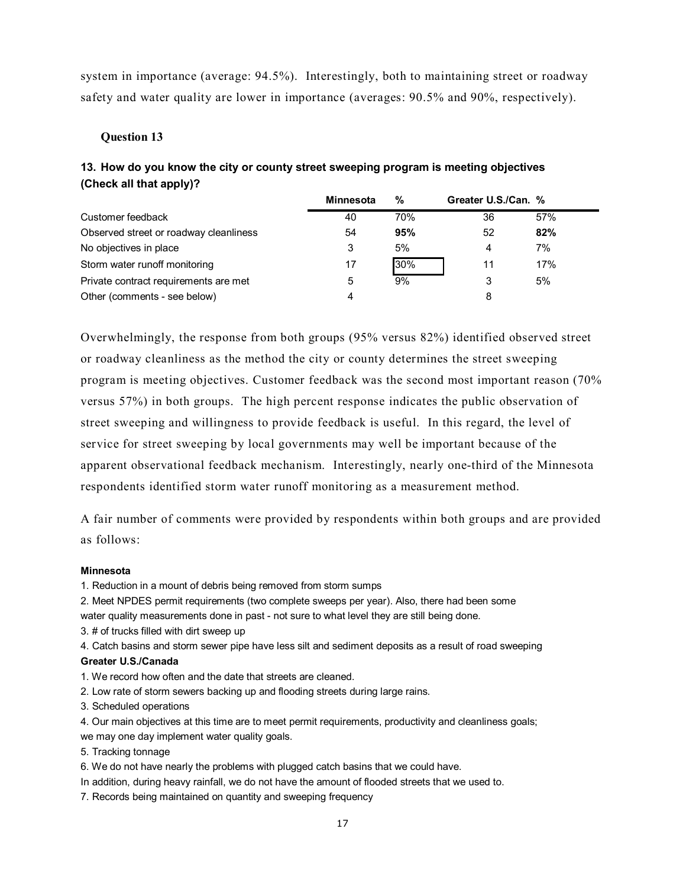system in importance (average: 94.5%). Interestingly, both to maintaining street or roadway safety and water quality are lower in importance (averages: 90.5% and 90%, respectively).

### Question 13

**13. How do you know the city or county street sweeping program is meeting objectives (Check all that apply)?**

| | Minnesota | % | Greater U.S./Can. | % |
|---|---|---|---|---|
| Customer feedback | 40 | 70% | 36 | 57% |
| Observed street or roadway cleanliness | 54 | **95%** | 52 | **82%** |
| No objectives in place | 3 | 5% | 4 | 7% |
| Storm water runoff monitoring | 17 | 30% | 11 | 17% |
| Private contract requirements are met | 5 | 9% | 3 | 5% |
| Other (comments - see below) | 4 | | 8 | |

Overwhelmingly, the response from both groups (95% versus 82%) identified observed street or roadway cleanliness as the method the city or county determines the street sweeping program is meeting objectives. Customer feedback was the second most important reason (70% versus 57%) in both groups. The high percent response indicates the public observation of street sweeping and willingness to provide feedback is useful. In this regard, the level of service for street sweeping by local governments may well be important because of the apparent observational feedback mechanism. Interestingly, nearly one-third of the Minnesota respondents identified storm water runoff monitoring as a measurement method.

A fair number of comments were provided by respondents within both groups and are provided as follows:

**Minnesota**

1. Reduction in a mount of debris being removed from storm sumps
2. Meet NPDES permit requirements (two complete sweeps per year). Also, there had been some water quality measurements done in past - not sure to what level they are still being done.
3. # of trucks filled with dirt sweep up
4. Catch basins and storm sewer pipe have less silt and sediment deposits as a result of road sweeping

**Greater U.S./Canada**

1. We record how often and the date that streets are cleaned.
2. Low rate of storm sewers backing up and flooding streets during large rains.
3. Scheduled operations
4. Our main objectives at this time are to meet permit requirements, productivity and cleanliness goals; we may one day implement water quality goals.
5. Tracking tonnage
6. We do not have nearly the problems with plugged catch basins that we could have. In addition, during heavy rainfall, we do not have the amount of flooded streets that we used to.
7. Records being maintained on quantity and sweeping frequency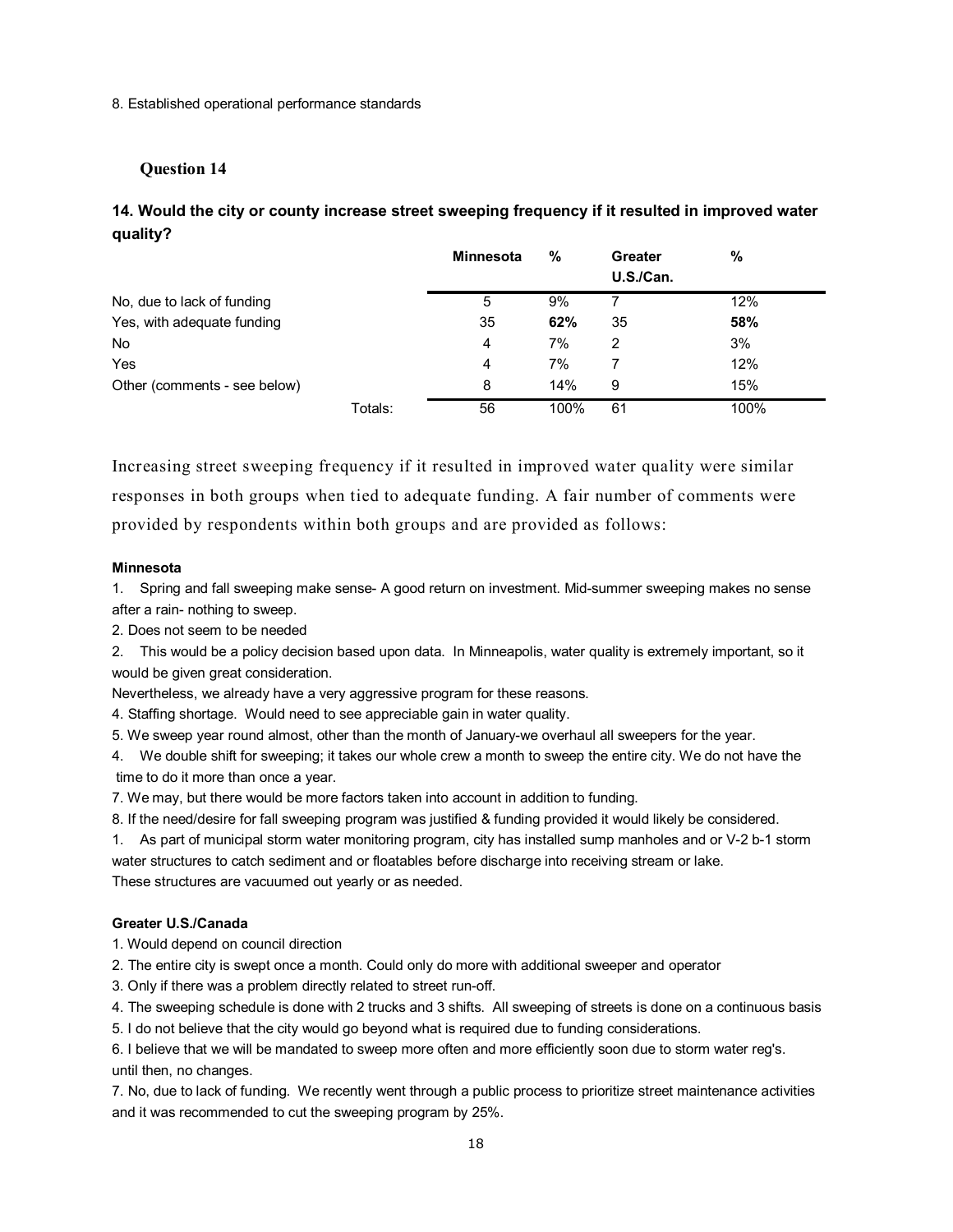8. Established operational performance standards

### Question 14

**14. Would the city or county increase street sweeping frequency if it resulted in improved water quality?**

| | | Minnesota | % | Greater U.S./Can. | % |
|---|---|---|---|---|---|
| No, due to lack of funding | | 5 | 9% | 7 | 12% |
| Yes, with adequate funding | | 35 | **62%** | 35 | **58%** |
| No | | 4 | 7% | 2 | 3% |
| Yes | | 4 | 7% | 7 | 12% |
| Other (comments - see below) | | 8 | 14% | 9 | 15% |
| | Totals: | 56 | 100% | 61 | 100% |

Increasing street sweeping frequency if it resulted in improved water quality were similar responses in both groups when tied to adequate funding. A fair number of comments were provided by respondents within both groups and are provided as follows:

**Minnesota**

1. Spring and fall sweeping make sense- A good return on investment. Mid-summer sweeping makes no sense after a rain- nothing to sweep.
2. Does not seem to be needed
2. This would be a policy decision based upon data. In Minneapolis, water quality is extremely important, so it would be given great consideration.
Nevertheless, we already have a very aggressive program for these reasons.
4. Staffing shortage. Would need to see appreciable gain in water quality.
5. We sweep year round almost, other than the month of January-we overhaul all sweepers for the year.
4. We double shift for sweeping; it takes our whole crew a month to sweep the entire city. We do not have the time to do it more than once a year.
7. We may, but there would be more factors taken into account in addition to funding.
8. If the need/desire for fall sweeping program was justified & funding provided it would likely be considered.
1. As part of municipal storm water monitoring program, city has installed sump manholes and or V-2 b-1 storm water structures to catch sediment and or floatables before discharge into receiving stream or lake.
These structures are vacuumed out yearly or as needed.

**Greater U.S./Canada**

1. Would depend on council direction
2. The entire city is swept once a month. Could only do more with additional sweeper and operator
3. Only if there was a problem directly related to street run-off.
4. The sweeping schedule is done with 2 trucks and 3 shifts. All sweeping of streets is done on a continuous basis
5. I do not believe that the city would go beyond what is required due to funding considerations.
6. I believe that we will be mandated to sweep more often and more efficiently soon due to storm water reg's. until then, no changes.
7. No, due to lack of funding. We recently went through a public process to prioritize street maintenance activities and it was recommended to cut the sweeping program by 25%.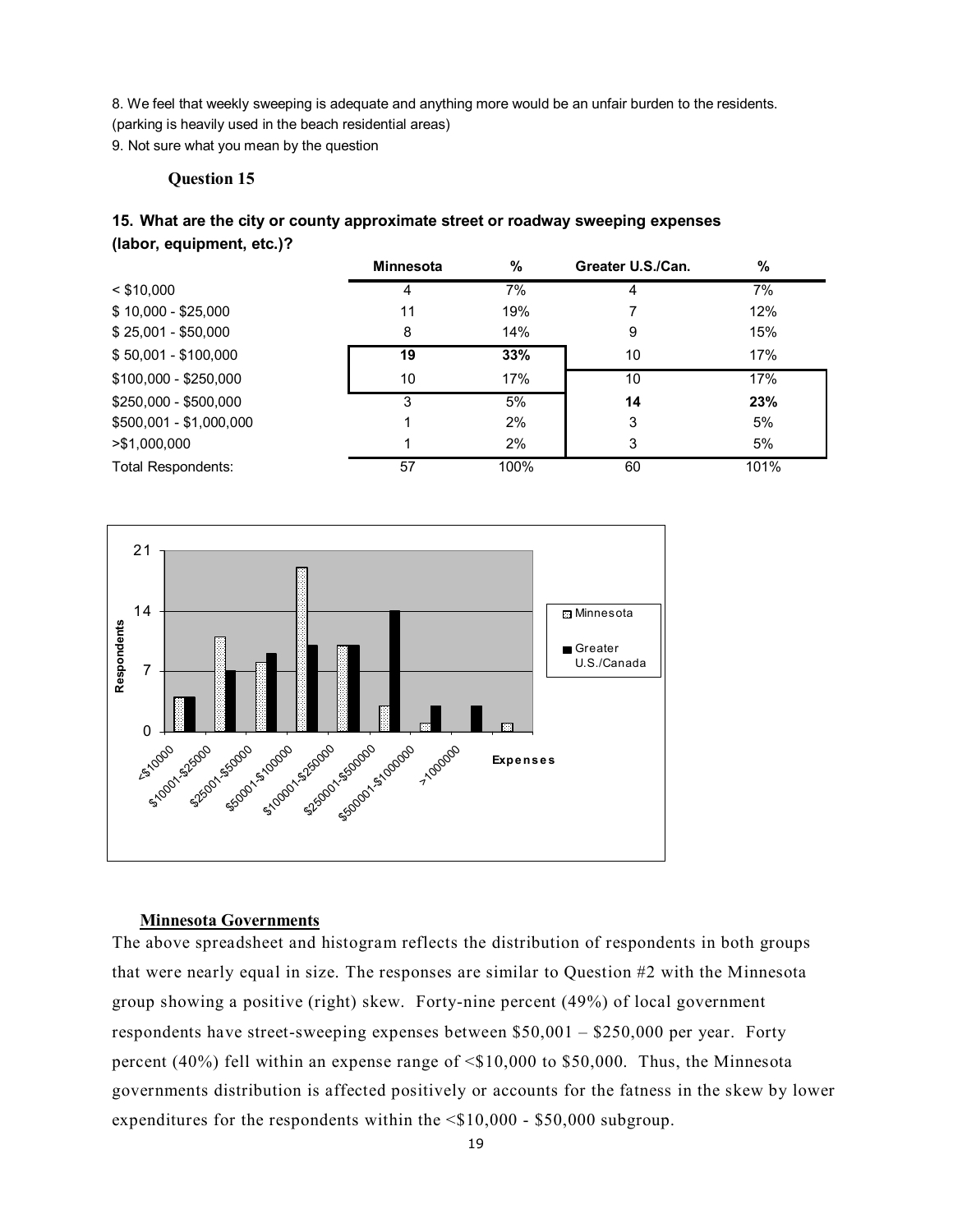8. We feel that weekly sweeping is adequate and anything more would be an unfair burden to the residents. (parking is heavily used in the beach residential areas)

9. Not sure what you mean by the question

### Question 15

**15. What are the city or county approximate street or roadway sweeping expenses (labor, equipment, etc.)?**

| | Minnesota | % | Greater U.S./Can. | % |
|---|---|---|---|---|
| < $10,000 | 4 | 7% | 4 | 7% |
| $ 10,000 - $25,000 | 11 | 19% | 7 | 12% |
| $ 25,001 - $50,000 | 8 | 14% | 9 | 15% |
| $ 50,001 - $100,000 | **19** | **33%** | 10 | 17% |
| $100,000 - $250,000 | 10 | 17% | 10 | 17% |
| $250,000 - $500,000 | 3 | 5% | **14** | **23%** |
| $500,001 - $1,000,000 | 1 | 2% | 3 | 5% |
| >$1,000,000 | 1 | 2% | 3 | 5% |
| Total Respondents: | 57 | 100% | 60 | 101% |

21
14
7
0
Respondents
<$10000
$10001-$25000
$25001-$50000
$50001-$100000
$100001-$250000
$250001-$500000
$500001-$1000000
>1000000
Expenses
Minnesota
Greater U.S./Canada

**Minnesota Governments**

The above spreadsheet and histogram reflects the distribution of respondents in both groups that were nearly equal in size. The responses are similar to Question #2 with the Minnesota group showing a positive (right) skew. Forty-nine percent (49%) of local government respondents have street-sweeping expenses between $50,001 – $250,000 per year. Forty percent (40%) fell within an expense range of <$10,000 to $50,000. Thus, the Minnesota governments distribution is affected positively or accounts for the fatness in the skew by lower expenditures for the respondents within the <$10,000 - $50,000 subgroup.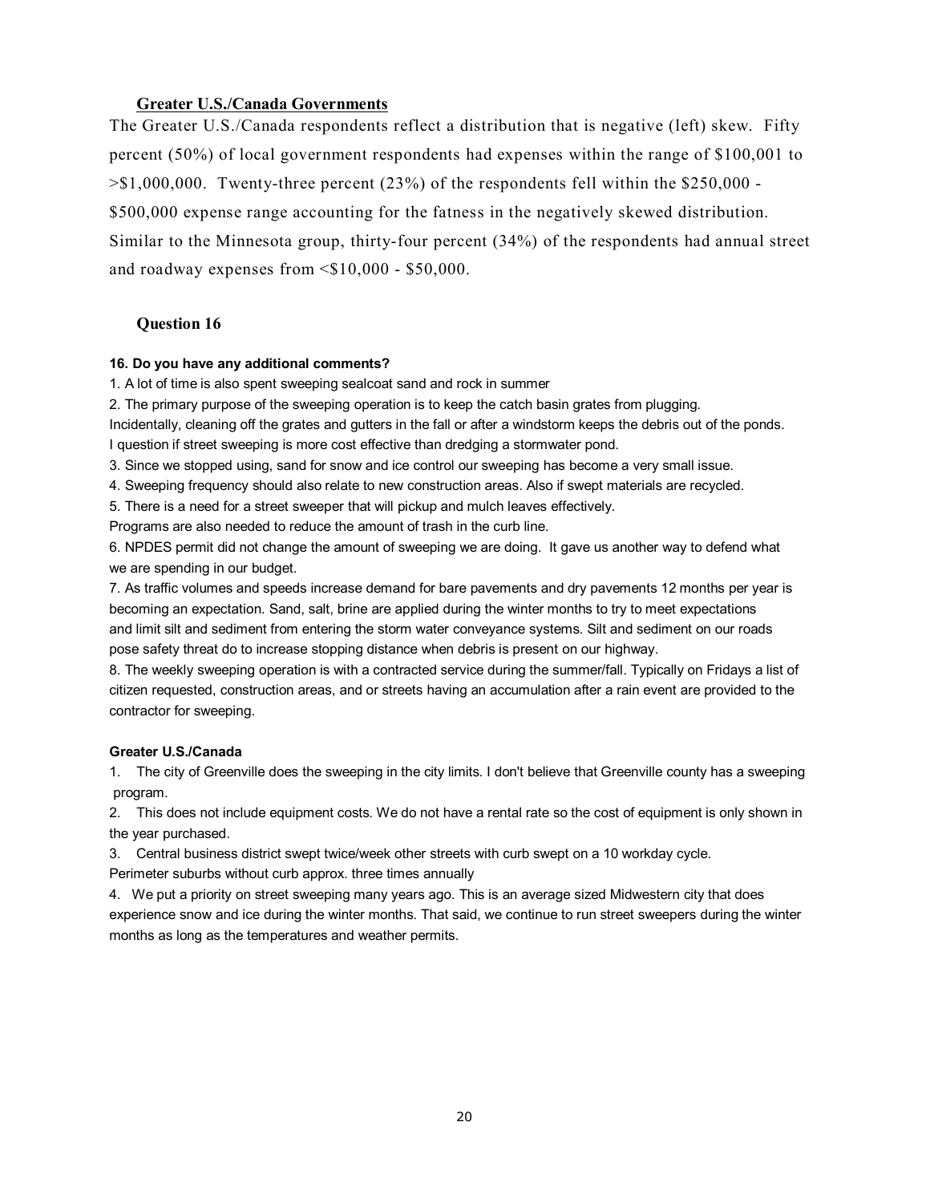### Greater U.S./Canada Governments

The Greater U.S./Canada respondents reflect a distribution that is negative (left) skew. Fifty percent (50%) of local government respondents had expenses within the range of $100,001 to >$1,000,000. Twenty-three percent (23%) of the respondents fell within the $250,000 - $500,000 expense range accounting for the fatness in the negatively skewed distribution. Similar to the Minnesota group, thirty-four percent (34%) of the respondents had annual street and roadway expenses from <$10,000 - $50,000.

### Question 16

**16. Do you have any additional comments?**

1. A lot of time is also spent sweeping sealcoat sand and rock in summer
2. The primary purpose of the sweeping operation is to keep the catch basin grates from plugging.
Incidentally, cleaning off the grates and gutters in the fall or after a windstorm keeps the debris out of the ponds.
I question if street sweeping is more cost effective than dredging a stormwater pond.
3. Since we stopped using, sand for snow and ice control our sweeping has become a very small issue.
4. Sweeping frequency should also relate to new construction areas. Also if swept materials are recycled.
5. There is a need for a street sweeper that will pickup and mulch leaves effectively.
Programs are also needed to reduce the amount of trash in the curb line.
6. NPDES permit did not change the amount of sweeping we are doing. It gave us another way to defend what we are spending in our budget.
7. As traffic volumes and speeds increase demand for bare pavements and dry pavements 12 months per year is becoming an expectation. Sand, salt, brine are applied during the winter months to try to meet expectations and limit silt and sediment from entering the storm water conveyance systems. Silt and sediment on our roads pose safety threat do to increase stopping distance when debris is present on our highway.
8. The weekly sweeping operation is with a contracted service during the summer/fall. Typically on Fridays a list of citizen requested, construction areas, and or streets having an accumulation after a rain event are provided to the contractor for sweeping.

**Greater U.S./Canada**

1. The city of Greenville does the sweeping in the city limits. I don't believe that Greenville county has a sweeping program.
2. This does not include equipment costs. We do not have a rental rate so the cost of equipment is only shown in the year purchased.
3. Central business district swept twice/week other streets with curb swept on a 10 workday cycle.
Perimeter suburbs without curb approx. three times annually
4. We put a priority on street sweeping many years ago. This is an average sized Midwestern city that does experience snow and ice during the winter months. That said, we continue to run street sweepers during the winter months as long as the temperatures and weather permits.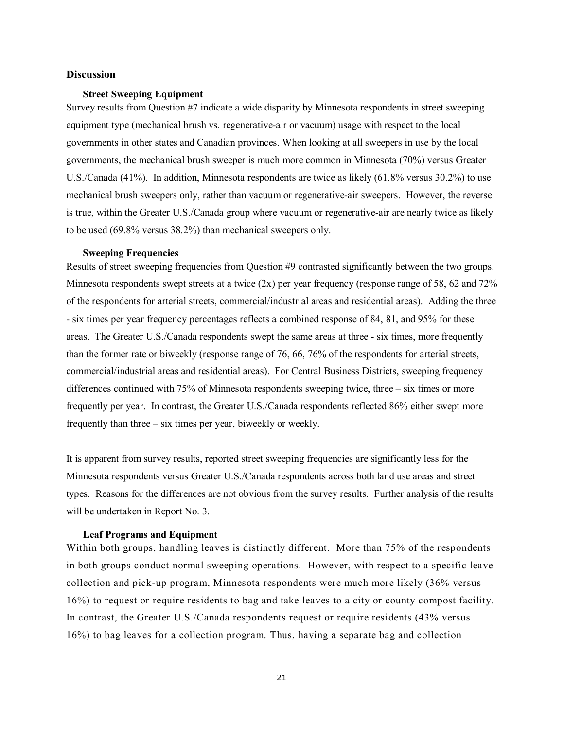## Discussion

### Street Sweeping Equipment

Survey results from Question #7 indicate a wide disparity by Minnesota respondents in street sweeping equipment type (mechanical brush vs. regenerative-air or vacuum) usage with respect to the local governments in other states and Canadian provinces. When looking at all sweepers in use by the local governments, the mechanical brush sweeper is much more common in Minnesota (70%) versus Greater U.S./Canada (41%). In addition, Minnesota respondents are twice as likely (61.8% versus 30.2%) to use mechanical brush sweepers only, rather than vacuum or regenerative-air sweepers. However, the reverse is true, within the Greater U.S./Canada group where vacuum or regenerative-air are nearly twice as likely to be used (69.8% versus 38.2%) than mechanical sweepers only.

### Sweeping Frequencies

Results of street sweeping frequencies from Question #9 contrasted significantly between the two groups. Minnesota respondents swept streets at a twice (2x) per year frequency (response range of 58, 62 and 72% of the respondents for arterial streets, commercial/industrial areas and residential areas). Adding the three - six times per year frequency percentages reflects a combined response of 84, 81, and 95% for these areas. The Greater U.S./Canada respondents swept the same areas at three - six times, more frequently than the former rate or biweekly (response range of 76, 66, 76% of the respondents for arterial streets, commercial/industrial areas and residential areas). For Central Business Districts, sweeping frequency differences continued with 75% of Minnesota respondents sweeping twice, three – six times or more frequently per year. In contrast, the Greater U.S./Canada respondents reflected 86% either swept more frequently than three – six times per year, biweekly or weekly.

It is apparent from survey results, reported street sweeping frequencies are significantly less for the Minnesota respondents versus Greater U.S./Canada respondents across both land use areas and street types. Reasons for the differences are not obvious from the survey results. Further analysis of the results will be undertaken in Report No. 3.

### Leaf Programs and Equipment

Within both groups, handling leaves is distinctly different. More than 75% of the respondents in both groups conduct normal sweeping operations. However, with respect to a specific leave collection and pick-up program, Minnesota respondents were much more likely (36% versus 16%) to request or require residents to bag and take leaves to a city or county compost facility. In contrast, the Greater U.S./Canada respondents request or require residents (43% versus 16%) to bag leaves for a collection program. Thus, having a separate bag and collection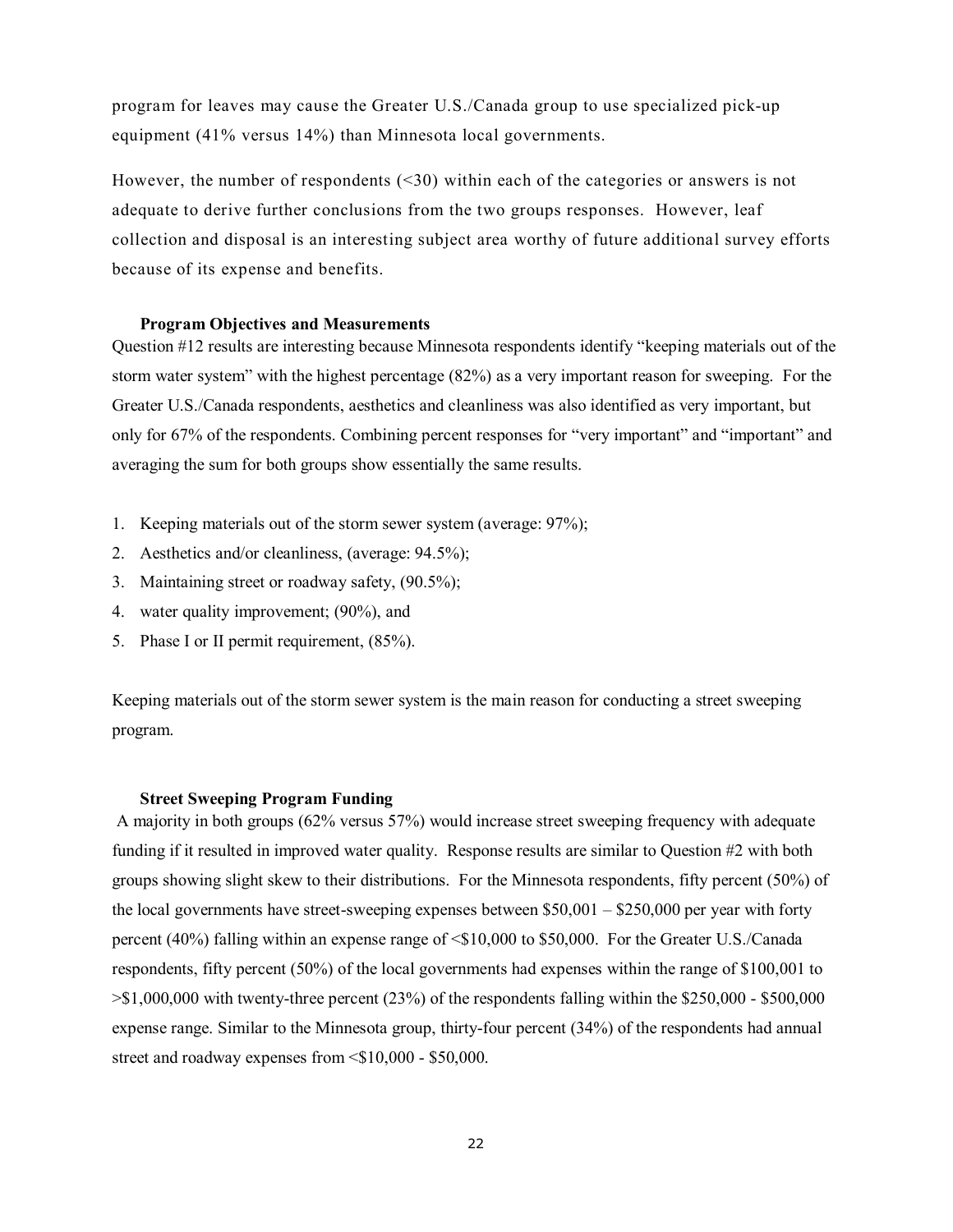program for leaves may cause the Greater U.S./Canada group to use specialized pick-up equipment (41% versus 14%) than Minnesota local governments.

However, the number of respondents (<30) within each of the categories or answers is not adequate to derive further conclusions from the two groups responses. However, leaf collection and disposal is an interesting subject area worthy of future additional survey efforts because of its expense and benefits.

### Program Objectives and Measurements

Question #12 results are interesting because Minnesota respondents identify "keeping materials out of the storm water system" with the highest percentage (82%) as a very important reason for sweeping. For the Greater U.S./Canada respondents, aesthetics and cleanliness was also identified as very important, but only for 67% of the respondents. Combining percent responses for "very important" and "important" and averaging the sum for both groups show essentially the same results.

1. Keeping materials out of the storm sewer system (average: 97%);
2. Aesthetics and/or cleanliness, (average: 94.5%);
3. Maintaining street or roadway safety, (90.5%);
4. water quality improvement; (90%), and
5. Phase I or II permit requirement, (85%).

Keeping materials out of the storm sewer system is the main reason for conducting a street sweeping program.

### Street Sweeping Program Funding

A majority in both groups (62% versus 57%) would increase street sweeping frequency with adequate funding if it resulted in improved water quality. Response results are similar to Question #2 with both groups showing slight skew to their distributions. For the Minnesota respondents, fifty percent (50%) of the local governments have street-sweeping expenses between $50,001 – $250,000 per year with forty percent (40%) falling within an expense range of <$10,000 to $50,000. For the Greater U.S./Canada respondents, fifty percent (50%) of the local governments had expenses within the range of $100,001 to >$1,000,000 with twenty-three percent (23%) of the respondents falling within the $250,000 - $500,000 expense range. Similar to the Minnesota group, thirty-four percent (34%) of the respondents had annual street and roadway expenses from <$10,000 - $50,000.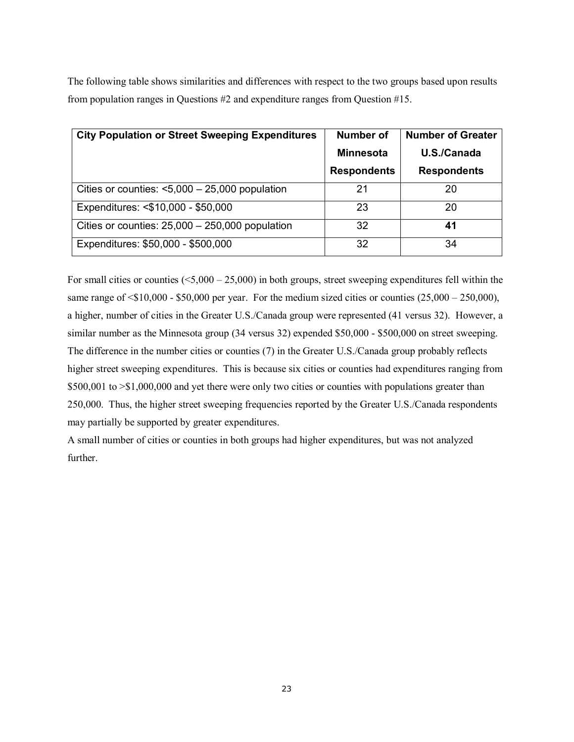The following table shows similarities and differences with respect to the two groups based upon results from population ranges in Questions #2 and expenditure ranges from Question #15.

| City Population or Street Sweeping Expenditures | Number of Minnesota Respondents | Number of Greater U.S./Canada Respondents |
|---|---|---|
| Cities or counties: <5,000 – 25,000 population | 21 | 20 |
| Expenditures: <$10,000 - $50,000 | 23 | 20 |
| Cities or counties: 25,000 – 250,000 population | 32 | **41** |
| Expenditures: $50,000 - $500,000 | 32 | 34 |

For small cities or counties (<5,000 – 25,000) in both groups, street sweeping expenditures fell within the same range of <$10,000 - $50,000 per year. For the medium sized cities or counties (25,000 – 250,000), a higher, number of cities in the Greater U.S./Canada group were represented (41 versus 32). However, a similar number as the Minnesota group (34 versus 32) expended $50,000 - $500,000 on street sweeping. The difference in the number cities or counties (7) in the Greater U.S./Canada group probably reflects higher street sweeping expenditures. This is because six cities or counties had expenditures ranging from $500,001 to >$1,000,000 and yet there were only two cities or counties with populations greater than 250,000. Thus, the higher street sweeping frequencies reported by the Greater U.S./Canada respondents may partially be supported by greater expenditures.

A small number of cities or counties in both groups had higher expenditures, but was not analyzed further.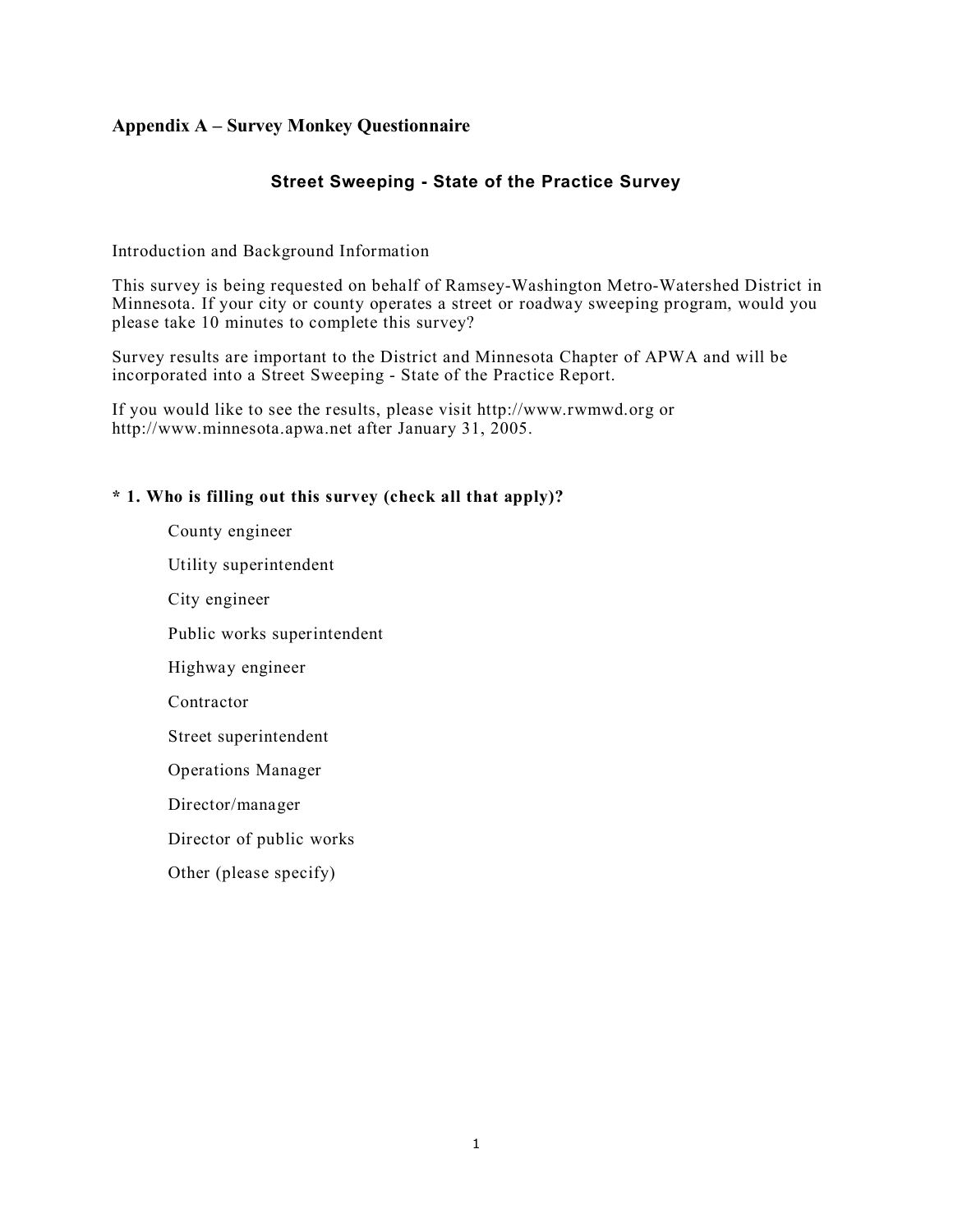## Appendix A – Survey Monkey Questionnaire

### Street Sweeping - State of the Practice Survey

Introduction and Background Information

This survey is being requested on behalf of Ramsey-Washington Metro-Watershed District in Minnesota. If your city or county operates a street or roadway sweeping program, would you please take 10 minutes to complete this survey?

Survey results are important to the District and Minnesota Chapter of APWA and will be incorporated into a Street Sweeping - State of the Practice Report.

If you would like to see the results, please visit http://www.rwmwd.org or http://www.minnesota.apwa.net after January 31, 2005.

**\* 1. Who is filling out this survey (check all that apply)?**

- County engineer
- Utility superintendent
- City engineer
- Public works superintendent
- Highway engineer
- Contractor
- Street superintendent
- Operations Manager
- Director/manager
- Director of public works
- Other (please specify)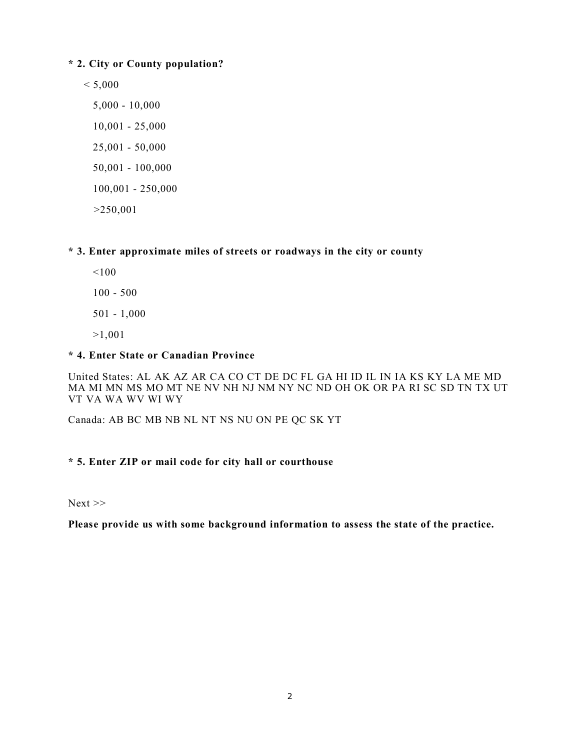**\* 2. City or County population?**

< 5,000

5,000 - 10,000

10,001 - 25,000

25,001 - 50,000

50,001 - 100,000

100,001 - 250,000

>250,001

**\* 3. Enter approximate miles of streets or roadways in the city or county**

<100

100 - 500

501 - 1,000

>1,001

**\* 4. Enter State or Canadian Province**

United States: AL AK AZ AR CA CO CT DE DC FL GA HI ID IL IN IA KS KY LA ME MD MA MI MN MS MO MT NE NV NH NJ NM NY NC ND OH OK OR PA RI SC SD TN TX UT VT VA WA WV WI WY

Canada: AB BC MB NB NL NT NS NU ON PE QC SK YT

**\* 5. Enter ZIP or mail code for city hall or courthouse**

Next >>

**Please provide us with some background information to assess the state of the practice.**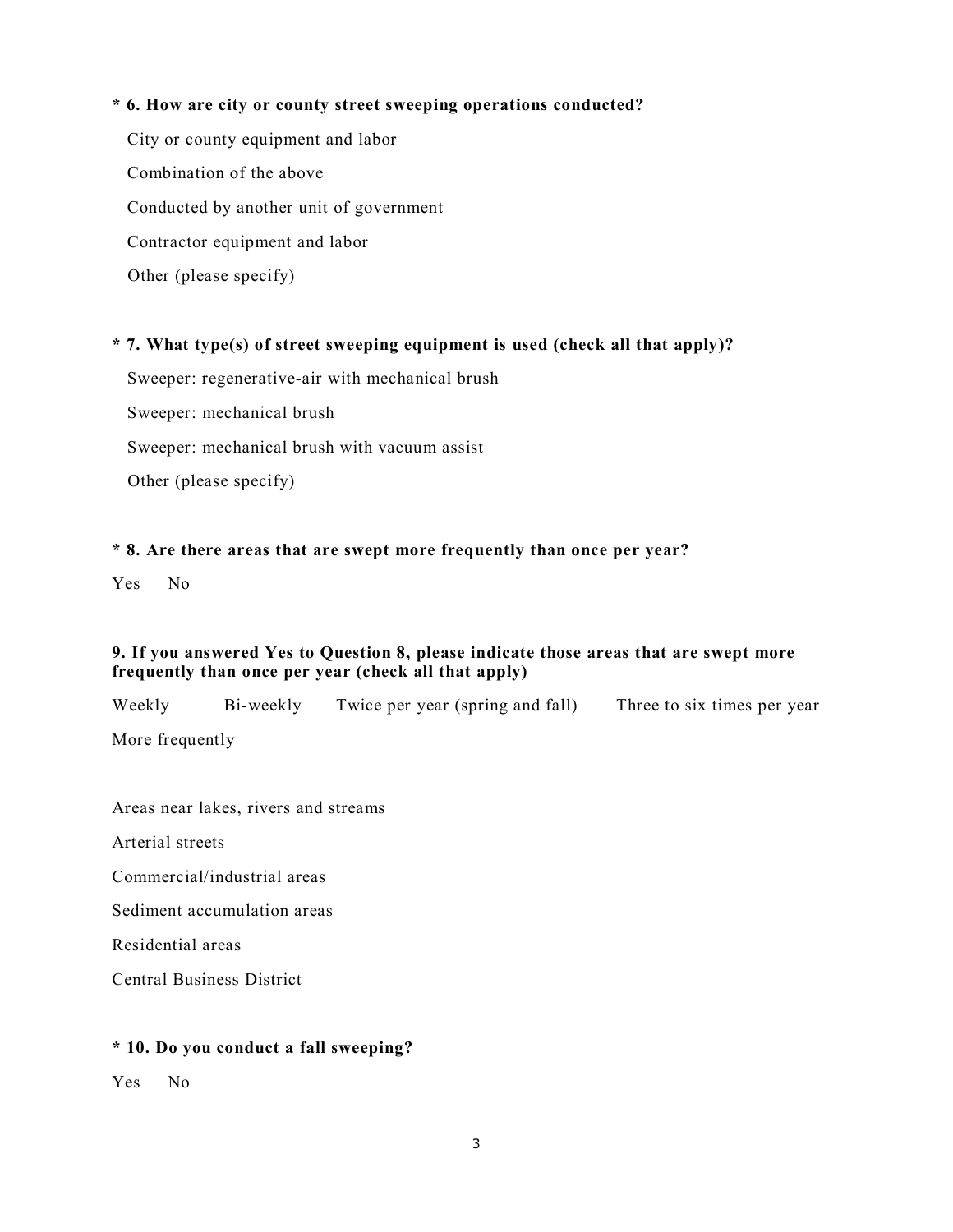**\* 6. How are city or county street sweeping operations conducted?**

City or county equipment and labor

Combination of the above

Conducted by another unit of government

Contractor equipment and labor

Other (please specify)

**\* 7. What type(s) of street sweeping equipment is used (check all that apply)?**

Sweeper: regenerative-air with mechanical brush

Sweeper: mechanical brush

Sweeper: mechanical brush with vacuum assist

Other (please specify)

**\* 8. Are there areas that are swept more frequently than once per year?**

Yes No

**9. If you answered Yes to Question 8, please indicate those areas that are swept more frequently than once per year (check all that apply)**

Weekly Bi-weekly Twice per year (spring and fall) Three to six times per year

More frequently

Areas near lakes, rivers and streams

Arterial streets

Commercial/industrial areas

Sediment accumulation areas

Residential areas

Central Business District

**\* 10. Do you conduct a fall sweeping?**

Yes No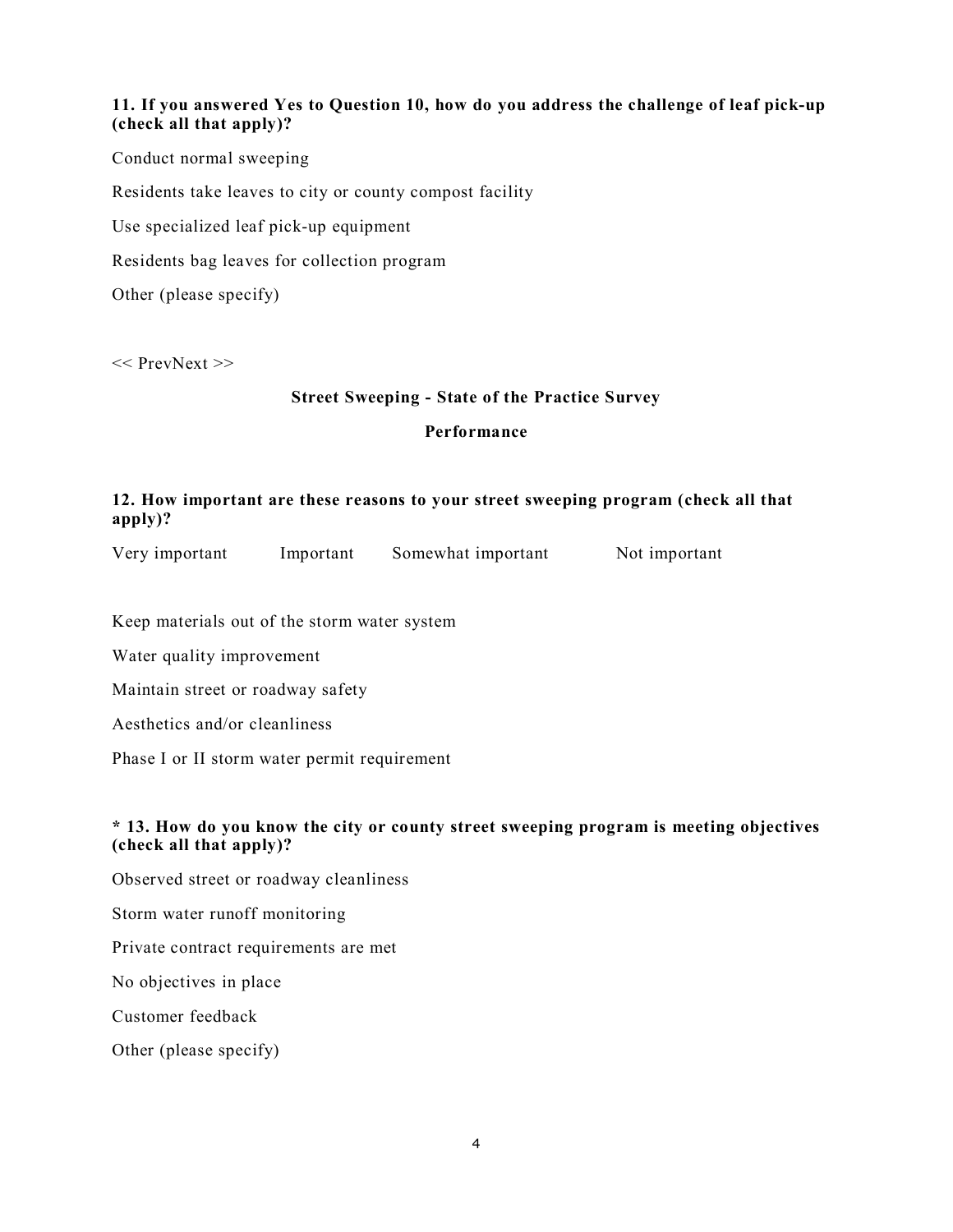**11. If you answered Yes to Question 10, how do you address the challenge of leaf pick-up (check all that apply)?**

Conduct normal sweeping

Residents take leaves to city or county compost facility

Use specialized leaf pick-up equipment

Residents bag leaves for collection program

Other (please specify)

<< PrevNext >>

**Street Sweeping - State of the Practice Survey**

**Performance**

**12. How important are these reasons to your street sweeping program (check all that apply)?**

| | Very important | Important | Somewhat important | Not important |
|---|---|---|---|---|
| Keep materials out of the storm water system | | | | |
| Water quality improvement | | | | |
| Maintain street or roadway safety | | | | |
| Aesthetics and/or cleanliness | | | | |
| Phase I or II storm water permit requirement | | | | |

**\* 13. How do you know the city or county street sweeping program is meeting objectives (check all that apply)?**

Observed street or roadway cleanliness

Storm water runoff monitoring

Private contract requirements are met

No objectives in place

Customer feedback

Other (please specify)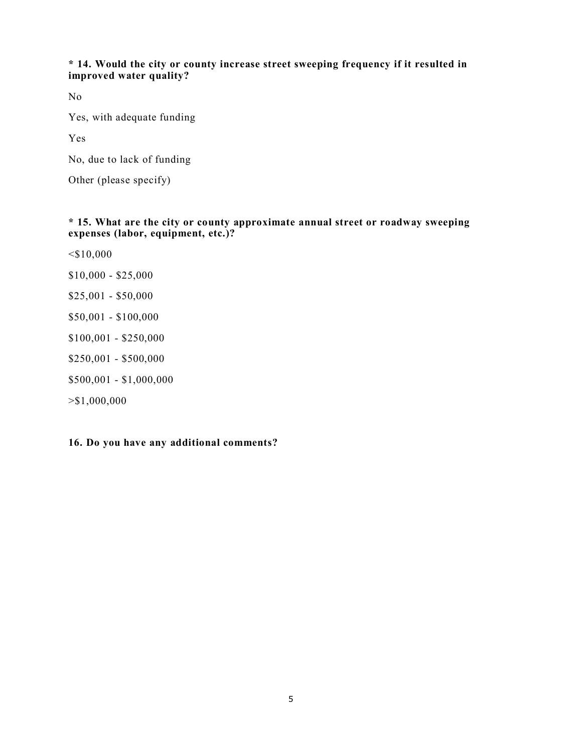**\* 14. Would the city or county increase street sweeping frequency if it resulted in improved water quality?**

No

Yes, with adequate funding

Yes

No, due to lack of funding

Other (please specify)

**\* 15. What are the city or county approximate annual street or roadway sweeping expenses (labor, equipment, etc.)?**

<$10,000

$10,000 - $25,000

$25,001 - $50,000

$50,001 - $100,000

$100,001 - $250,000

$250,001 - $500,000

$500,001 - $1,000,000

>$1,000,000

**16. Do you have any additional comments?**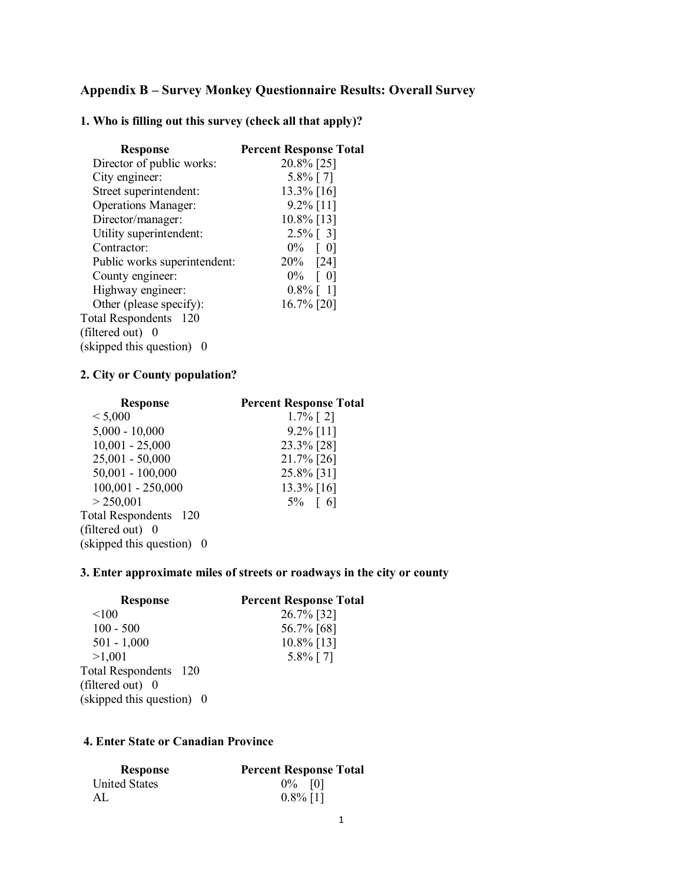## Appendix B – Survey Monkey Questionnaire Results: Overall Survey

### 1. Who is filling out this survey (check all that apply)?

| Response | Percent Response Total |
|---|---|
| Director of public works: | 20.8% [25] |
| City engineer: | 5.8% [ 7] |
| Street superintendent: | 13.3% [16] |
| Operations Manager: | 9.2% [11] |
| Director/manager: | 10.8% [13] |
| Utility superintendent: | 2.5% [ 3] |
| Contractor: | 0% [ 0] |
| Public works superintendent: | 20% [24] |
| County engineer: | 0% [ 0] |
| Highway engineer: | 0.8% [ 1] |
| Other (please specify): | 16.7% [20] |

Total Respondents 120
(filtered out) 0
(skipped this question) 0

### 2. City or County population?

| Response | Percent Response Total |
|---|---|
| < 5,000 | 1.7% [ 2] |
| 5,000 - 10,000 | 9.2% [11] |
| 10,001 - 25,000 | 23.3% [28] |
| 25,001 - 50,000 | 21.7% [26] |
| 50,001 - 100,000 | 25.8% [31] |
| 100,001 - 250,000 | 13.3% [16] |
| > 250,001 | 5% [ 6] |

Total Respondents 120
(filtered out) 0
(skipped this question) 0

### 3. Enter approximate miles of streets or roadways in the city or county

| Response | Percent Response Total |
|---|---|
| <100 | 26.7% [32] |
| 100 - 500 | 56.7% [68] |
| 501 - 1,000 | 10.8% [13] |
| >1,001 | 5.8% [ 7] |

Total Respondents 120
(filtered out) 0
(skipped this question) 0

### 4. Enter State or Canadian Province

| Response | Percent Response Total |
|---|---|
| United States | 0% [0] |
| AL | 0.8% [1] |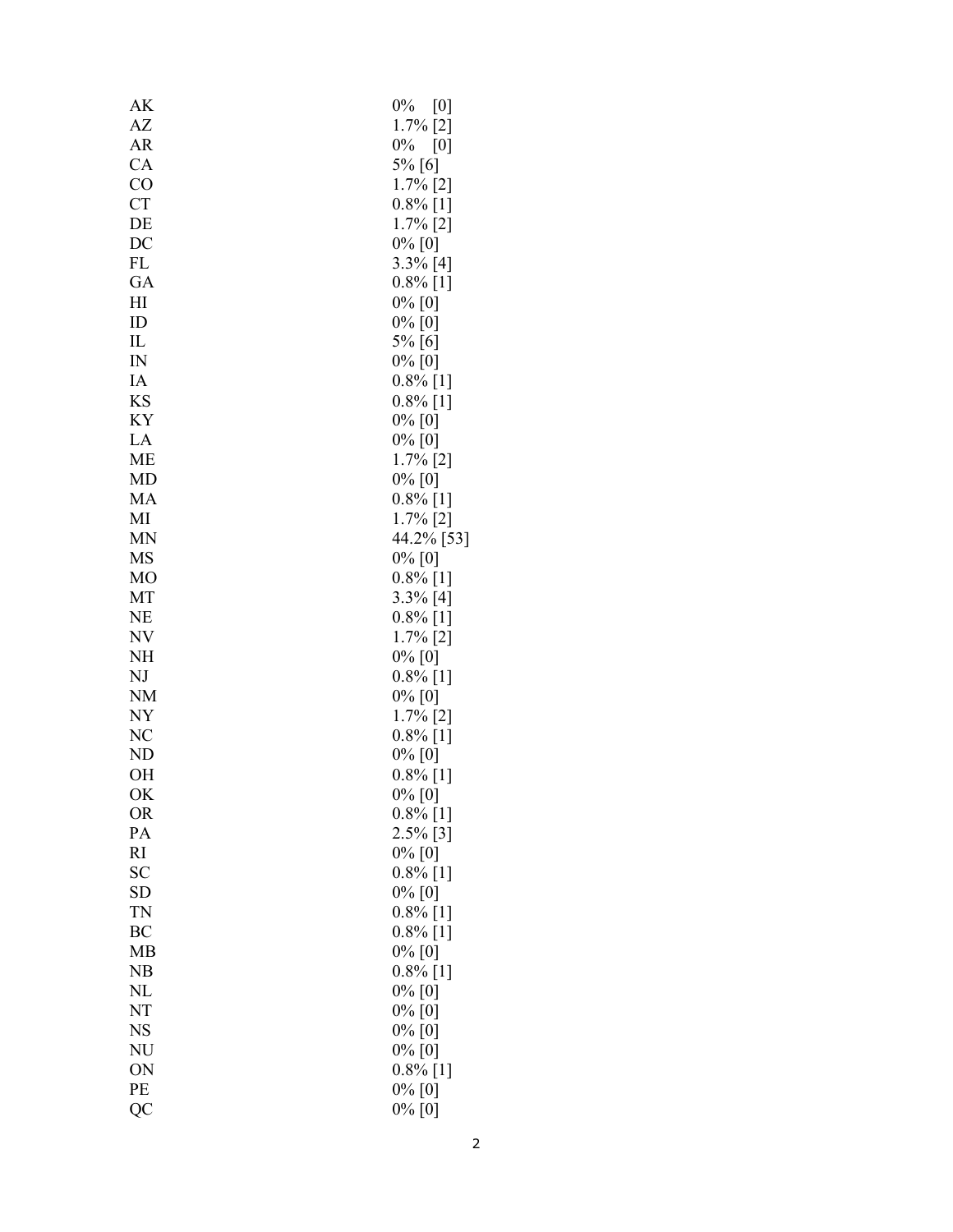| | |
|---|---|
| AK | 0% [0] |
| AZ | 1.7% [2] |
| AR | 0% [0] |
| CA | 5% [6] |
| CO | 1.7% [2] |
| CT | 0.8% [1] |
| DE | 1.7% [2] |
| DC | 0% [0] |
| FL | 3.3% [4] |
| GA | 0.8% [1] |
| HI | 0% [0] |
| ID | 0% [0] |
| IL | 5% [6] |
| IN | 0% [0] |
| IA | 0.8% [1] |
| KS | 0.8% [1] |
| KY | 0% [0] |
| LA | 0% [0] |
| ME | 1.7% [2] |
| MD | 0% [0] |
| MA | 0.8% [1] |
| MI | 1.7% [2] |
| MN | 44.2% [53] |
| MS | 0% [0] |
| MO | 0.8% [1] |
| MT | 3.3% [4] |
| NE | 0.8% [1] |
| NV | 1.7% [2] |
| NH | 0% [0] |
| NJ | 0.8% [1] |
| NM | 0% [0] |
| NY | 1.7% [2] |
| NC | 0.8% [1] |
| ND | 0% [0] |
| OH | 0.8% [1] |
| OK | 0% [0] |
| OR | 0.8% [1] |
| PA | 2.5% [3] |
| RI | 0% [0] |
| SC | 0.8% [1] |
| SD | 0% [0] |
| TN | 0.8% [1] |
| BC | 0.8% [1] |
| MB | 0% [0] |
| NB | 0.8% [1] |
| NL | 0% [0] |
| NT | 0% [0] |
| NS | 0% [0] |
| NU | 0% [0] |
| ON | 0.8% [1] |
| PE | 0% [0] |
| QC | 0% [0] |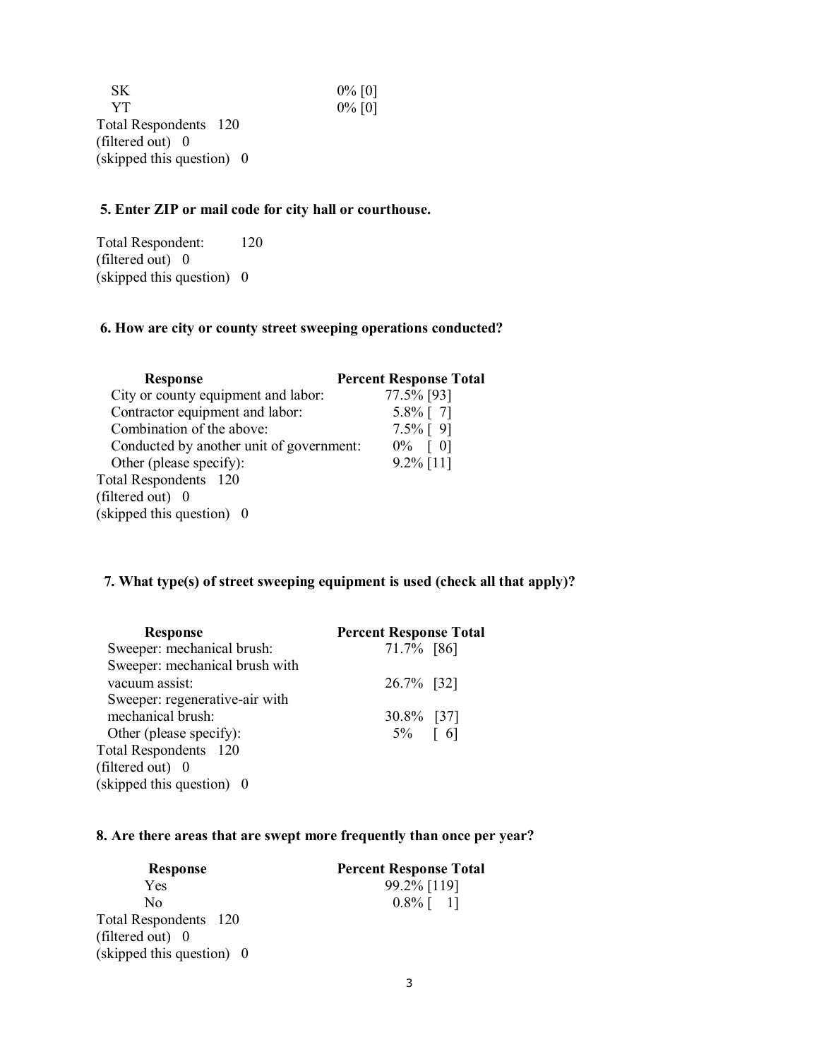| | |
|---|---|
| SK | 0% [0] |
| YT | 0% [0] |

Total Respondents 120
(filtered out) 0
(skipped this question) 0

### 5. Enter ZIP or mail code for city hall or courthouse.

Total Respondent: 120
(filtered out) 0
(skipped this question) 0

### 6. How are city or county street sweeping operations conducted?

| Response | Percent Response Total |
|---|---|
| City or county equipment and labor: | 77.5% [93] |
| Contractor equipment and labor: | 5.8% [ 7] |
| Combination of the above: | 7.5% [ 9] |
| Conducted by another unit of government: | 0% [ 0] |
| Other (please specify): | 9.2% [11] |

Total Respondents 120
(filtered out) 0
(skipped this question) 0

### 7. What type(s) of street sweeping equipment is used (check all that apply)?

| Response | Percent Response Total |
|---|---|
| Sweeper: mechanical brush: | 71.7% [86] |
| Sweeper: mechanical brush with vacuum assist: | 26.7% [32] |
| Sweeper: regenerative-air with mechanical brush: | 30.8% [37] |
| Other (please specify): | 5% [ 6] |

Total Respondents 120
(filtered out) 0
(skipped this question) 0

### 8. Are there areas that are swept more frequently than once per year?

| Response | Percent Response Total |
|---|---|
| Yes | 99.2% [119] |
| No | 0.8% [ 1] |

Total Respondents 120
(filtered out) 0
(skipped this question) 0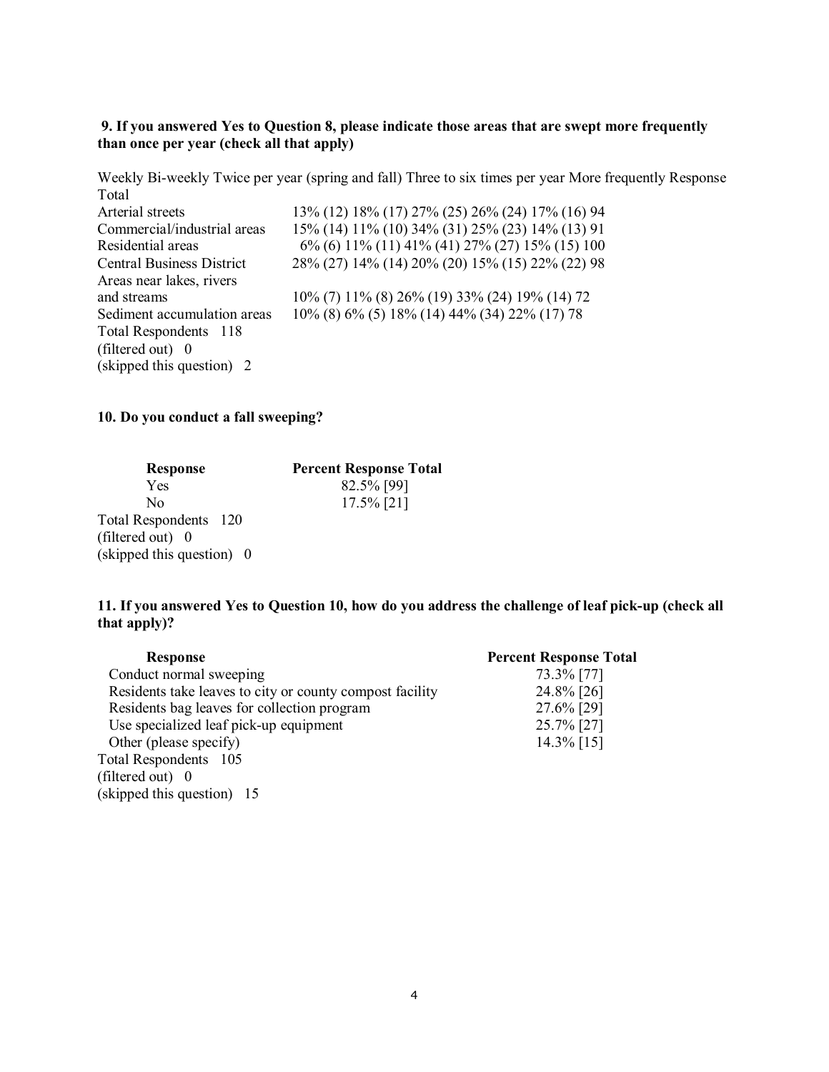**9. If you answered Yes to Question 8, please indicate those areas that are swept more frequently than once per year (check all that apply)**

| | Weekly | Bi-weekly | Twice per year (spring and fall) | Three to six times per year | More frequently | Response Total |
|---|---|---|---|---|---|---|
| Arterial streets | 13% (12) | 18% (17) | 27% (25) | 26% (24) | 17% (16) | 94 |
| Commercial/industrial areas | 15% (14) | 11% (10) | 34% (31) | 25% (23) | 14% (13) | 91 |
| Residential areas | 6% (6) | 11% (11) | 41% (41) | 27% (27) | 15% (15) | 100 |
| Central Business District | 28% (27) | 14% (14) | 20% (20) | 15% (15) | 22% (22) | 98 |
| Areas near lakes, rivers and streams | 10% (7) | 11% (8) | 26% (19) | 33% (24) | 19% (14) | 72 |
| Sediment accumulation areas | 10% (8) | 6% (5) | 18% (14) | 44% (34) | 22% (17) | 78 |

Total Respondents 118
(filtered out) 0
(skipped this question) 2

**10. Do you conduct a fall sweeping?**

| Response | Percent Response Total |
|---|---|
| Yes | 82.5% [99] |
| No | 17.5% [21] |

Total Respondents 120
(filtered out) 0
(skipped this question) 0

**11. If you answered Yes to Question 10, how do you address the challenge of leaf pick-up (check all that apply)?**

| Response | Percent Response Total |
|---|---|
| Conduct normal sweeping | 73.3% [77] |
| Residents take leaves to city or county compost facility | 24.8% [26] |
| Residents bag leaves for collection program | 27.6% [29] |
| Use specialized leaf pick-up equipment | 25.7% [27] |
| Other (please specify) | 14.3% [15] |

Total Respondents 105
(filtered out) 0
(skipped this question) 15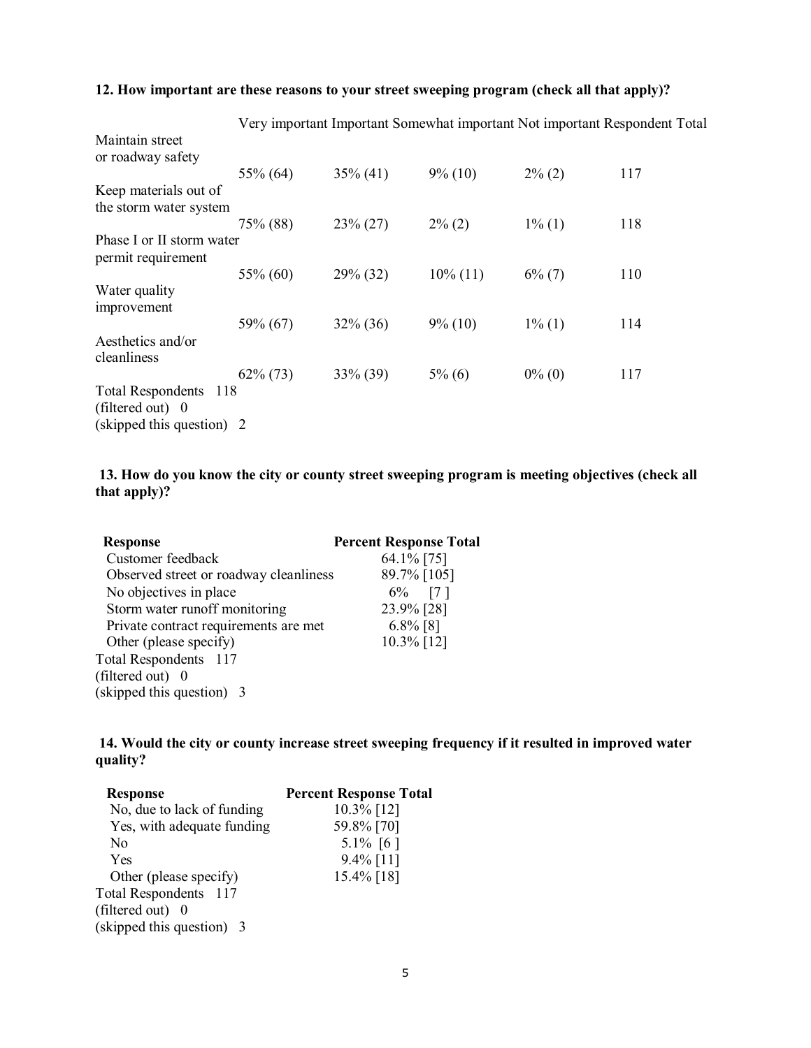**12. How important are these reasons to your street sweeping program (check all that apply)?**

| | Very important | Important | Somewhat important | Not important | Respondent Total |
|---|---|---|---|---|---|
| Maintain street or roadway safety | 55% (64) | 35% (41) | 9% (10) | 2% (2) | 117 |
| Keep materials out of the storm water system | 75% (88) | 23% (27) | 2% (2) | 1% (1) | 118 |
| Phase I or II storm water permit requirement | 55% (60) | 29% (32) | 10% (11) | 6% (7) | 110 |
| Water quality improvement | 59% (67) | 32% (36) | 9% (10) | 1% (1) | 114 |
| Aesthetics and/or cleanliness | 62% (73) | 33% (39) | 5% (6) | 0% (0) | 117 |

Total Respondents 118
(filtered out) 0
(skipped this question) 2

**13. How do you know the city or county street sweeping program is meeting objectives (check all that apply)?**

| Response | Percent Response Total |
|---|---|
| Customer feedback | 64.1% [75] |
| Observed street or roadway cleanliness | 89.7% [105] |
| No objectives in place | 6% [7] |
| Storm water runoff monitoring | 23.9% [28] |
| Private contract requirements are met | 6.8% [8] |
| Other (please specify) | 10.3% [12] |

Total Respondents 117
(filtered out) 0
(skipped this question) 3

**14. Would the city or county increase street sweeping frequency if it resulted in improved water quality?**

| Response | Percent Response Total |
|---|---|
| No, due to lack of funding | 10.3% [12] |
| Yes, with adequate funding | 59.8% [70] |
| No | 5.1% [6] |
| Yes | 9.4% [11] |
| Other (please specify) | 15.4% [18] |

Total Respondents 117
(filtered out) 0
(skipped this question) 3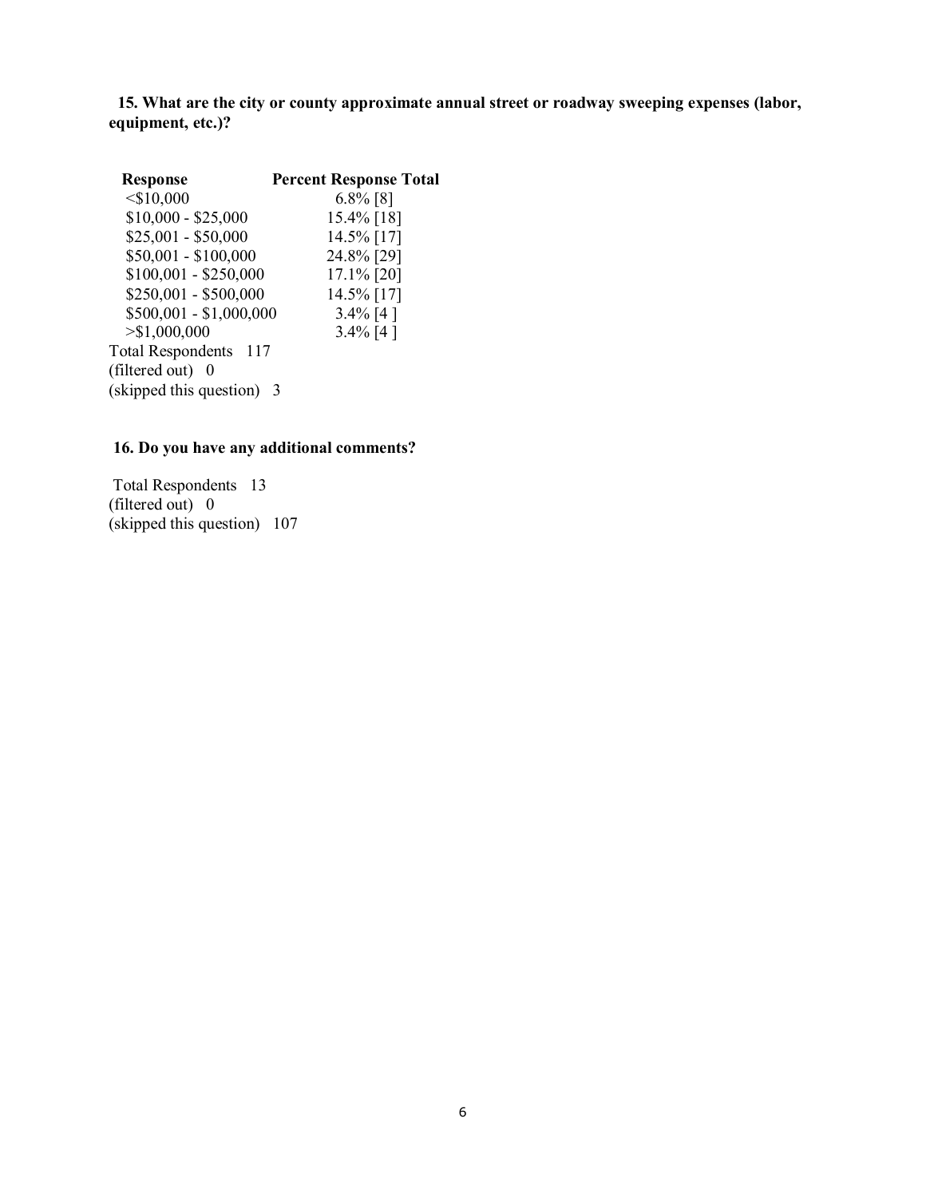**15. What are the city or county approximate annual street or roadway sweeping expenses (labor, equipment, etc.)?**

| Response | Percent Response Total |
|---|---|
| <$10,000 | 6.8% [8] |
| $10,000 - $25,000 | 15.4% [18] |
| $25,001 - $50,000 | 14.5% [17] |
| $50,001 - $100,000 | 24.8% [29] |
| $100,001 - $250,000 | 17.1% [20] |
| $250,001 - $500,000 | 14.5% [17] |
| $500,001 - $1,000,000 | 3.4% [4 ] |
| >$1,000,000 | 3.4% [4 ] |

Total Respondents 117
(filtered out) 0
(skipped this question) 3

**16. Do you have any additional comments?**

Total Respondents 13
(filtered out) 0
(skipped this question) 107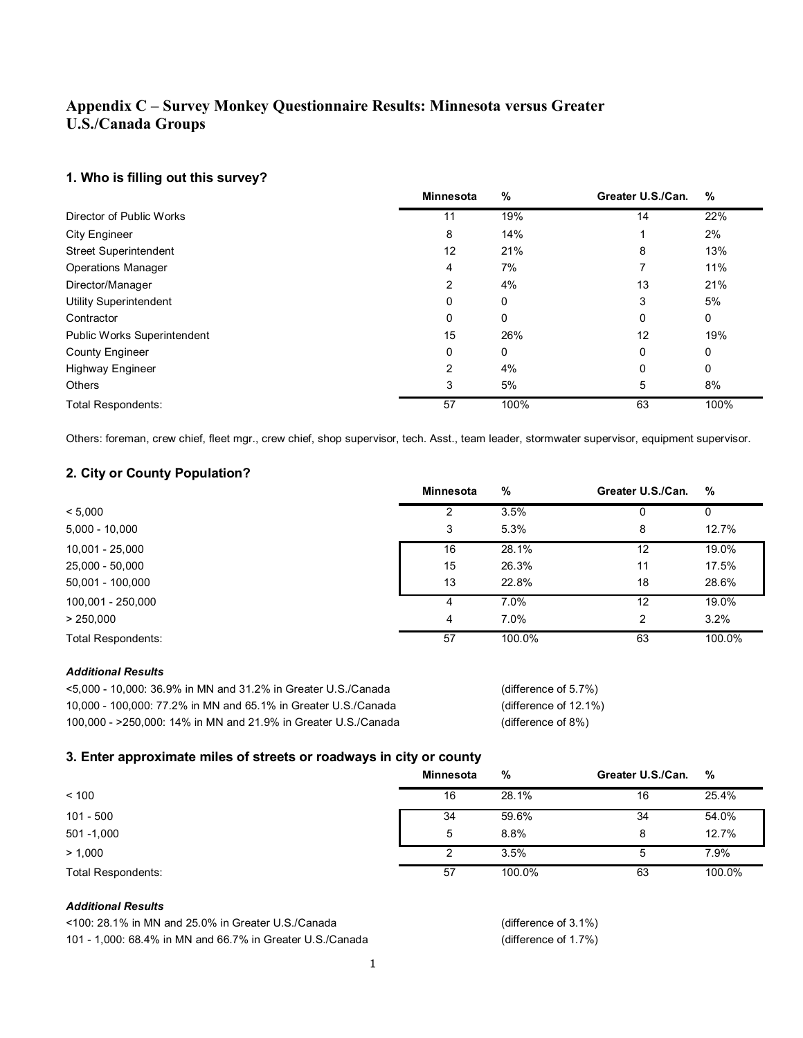## Appendix C – Survey Monkey Questionnaire Results: Minnesota versus Greater U.S./Canada Groups

### 1. Who is filling out this survey?

| | Minnesota | % | Greater U.S./Can. | % |
|---|---|---|---|---|
| Director of Public Works | 11 | 19% | 14 | 22% |
| City Engineer | 8 | 14% | 1 | 2% |
| Street Superintendent | 12 | 21% | 8 | 13% |
| Operations Manager | 4 | 7% | 7 | 11% |
| Director/Manager | 2 | 4% | 13 | 21% |
| Utility Superintendent | 0 | 0 | 3 | 5% |
| Contractor | 0 | 0 | 0 | 0 |
| Public Works Superintendent | 15 | 26% | 12 | 19% |
| County Engineer | 0 | 0 | 0 | 0 |
| Highway Engineer | 2 | 4% | 0 | 0 |
| Others | 3 | 5% | 5 | 8% |
| Total Respondents: | 57 | 100% | 63 | 100% |

Others: foreman, crew chief, fleet mgr., crew chief, shop supervisor, tech. Asst., team leader, stormwater supervisor, equipment supervisor.

### 2. City or County Population?

| | Minnesota | % | Greater U.S./Can. | % |
|---|---|---|---|---|
| < 5,000 | 2 | 3.5% | 0 | 0 |
| 5,000 - 10,000 | 3 | 5.3% | 8 | 12.7% |
| 10,001 - 25,000 | 16 | 28.1% | 12 | 19.0% |
| 25,000 - 50,000 | 15 | 26.3% | 11 | 17.5% |
| 50,001 - 100,000 | 13 | 22.8% | 18 | 28.6% |
| 100,001 - 250,000 | 4 | 7.0% | 12 | 19.0% |
| > 250,000 | 4 | 7.0% | 2 | 3.2% |
| Total Respondents: | 57 | 100.0% | 63 | 100.0% |

***Additional Results***

<5,000 - 10,000: 36.9% in MN and 31.2% in Greater U.S./Canada (difference of 5.7%)
10,000 - 100,000: 77.2% in MN and 65.1% in Greater U.S./Canada (difference of 12.1%)
100,000 - >250,000: 14% in MN and 21.9% in Greater U.S./Canada (difference of 8%)

### 3. Enter approximate miles of streets or roadways in city or county

| | Minnesota | % | Greater U.S./Can. | % |
|---|---|---|---|---|
| < 100 | 16 | 28.1% | 16 | 25.4% |
| 101 - 500 | 34 | 59.6% | 34 | 54.0% |
| 501 -1,000 | 5 | 8.8% | 8 | 12.7% |
| > 1,000 | 2 | 3.5% | 5 | 7.9% |
| Total Respondents: | 57 | 100.0% | 63 | 100.0% |

***Additional Results***

<100: 28.1% in MN and 25.0% in Greater U.S./Canada (difference of 3.1%)
101 - 1,000: 68.4% in MN and 66.7% in Greater U.S./Canada (difference of 1.7%)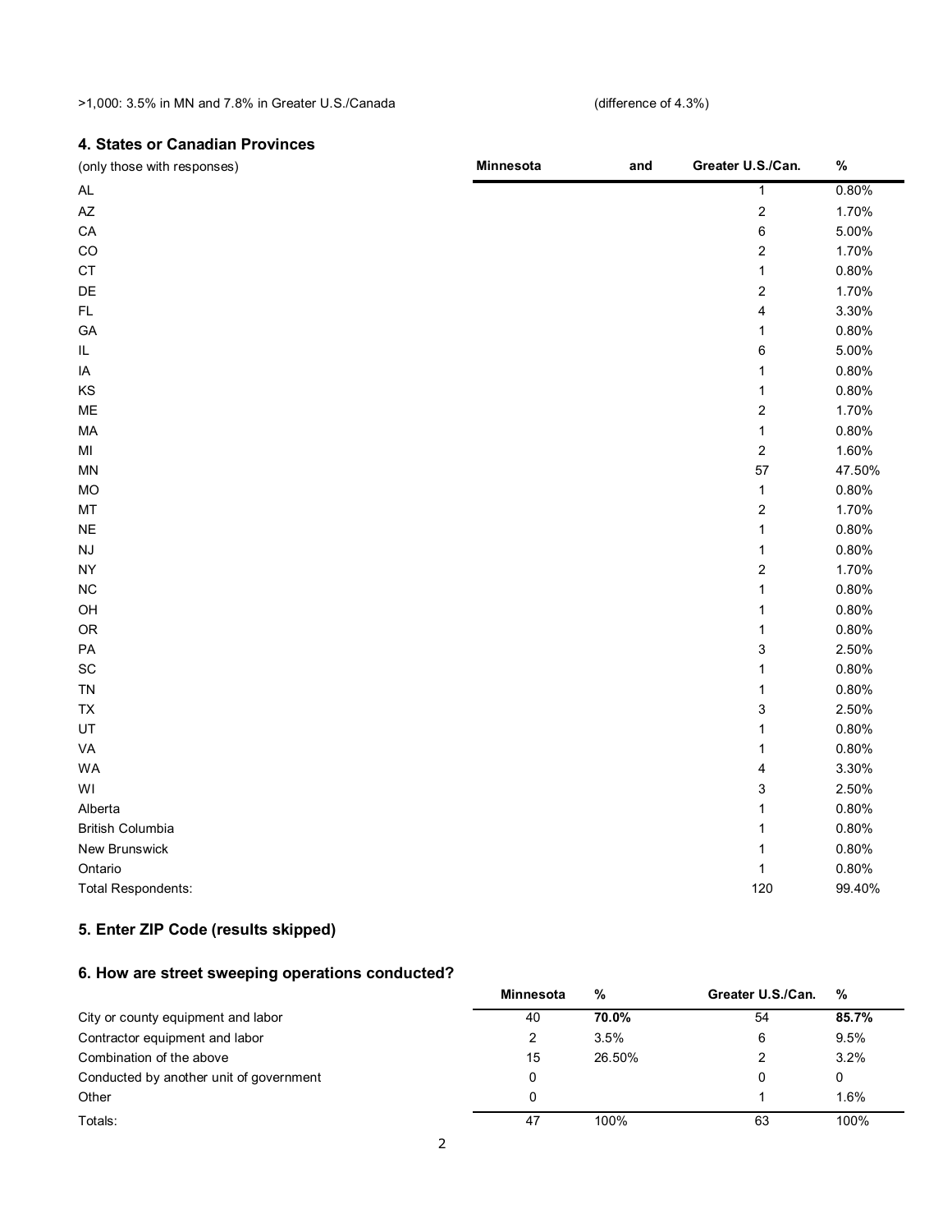>1,000: 3.5% in MN and 7.8% in Greater U.S./Canada (difference of 4.3%)

### 4. States or Canadian Provinces

| (only those with responses) | Minnesota | and | Greater U.S./Can. | % |
|---|---|---|---|---|
| AL | | | 1 | 0.80% |
| AZ | | | 2 | 1.70% |
| CA | | | 6 | 5.00% |
| CO | | | 2 | 1.70% |
| CT | | | 1 | 0.80% |
| DE | | | 2 | 1.70% |
| FL | | | 4 | 3.30% |
| GA | | | 1 | 0.80% |
| IL | | | 6 | 5.00% |
| IA | | | 1 | 0.80% |
| KS | | | 1 | 0.80% |
| ME | | | 2 | 1.70% |
| MA | | | 1 | 0.80% |
| MI | | | 2 | 1.60% |
| MN | | | 57 | 47.50% |
| MO | | | 1 | 0.80% |
| MT | | | 2 | 1.70% |
| NE | | | 1 | 0.80% |
| NJ | | | 1 | 0.80% |
| NY | | | 2 | 1.70% |
| NC | | | 1 | 0.80% |
| OH | | | 1 | 0.80% |
| OR | | | 1 | 0.80% |
| PA | | | 3 | 2.50% |
| SC | | | 1 | 0.80% |
| TN | | | 1 | 0.80% |
| TX | | | 3 | 2.50% |
| UT | | | 1 | 0.80% |
| VA | | | 1 | 0.80% |
| WA | | | 4 | 3.30% |
| WI | | | 3 | 2.50% |
| Alberta | | | 1 | 0.80% |
| British Columbia | | | 1 | 0.80% |
| New Brunswick | | | 1 | 0.80% |
| Ontario | | | 1 | 0.80% |
| Total Respondents: | | | 120 | 99.40% |

### 5. Enter ZIP Code (results skipped)

### 6. How are street sweeping operations conducted?

| | Minnesota | % | Greater U.S./Can. | % |
|---|---|---|---|---|
| City or county equipment and labor | 40 | **70.0%** | 54 | **85.7%** |
| Contractor equipment and labor | 2 | 3.5% | 6 | 9.5% |
| Combination of the above | 15 | 26.50% | 2 | 3.2% |
| Conducted by another unit of government | 0 | | 0 | 0 |
| Other | 0 | | 1 | 1.6% |
| Totals: | 47 | 100% | 63 | 100% |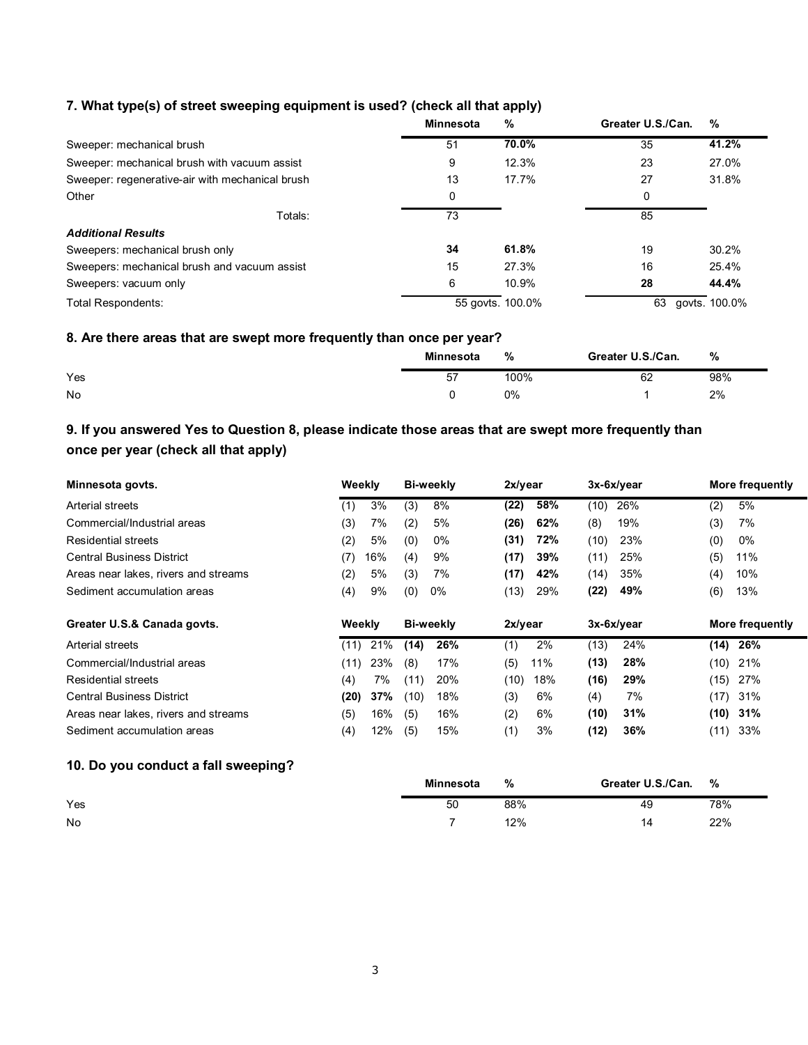### 7. What type(s) of street sweeping equipment is used? (check all that apply)

| | Minnesota | % | Greater U.S./Can. | % |
|---|---|---|---|---|
| Sweeper: mechanical brush | 51 | **70.0%** | 35 | **41.2%** |
| Sweeper: mechanical brush with vacuum assist | 9 | 12.3% | 23 | 27.0% |
| Sweeper: regenerative-air with mechanical brush | 13 | 17.7% | 27 | 31.8% |
| Other | 0 | | 0 | |
| Totals: | 73 | | 85 | |
| ***Additional Results*** | | | | |
| Sweepers: mechanical brush only | **34** | **61.8%** | 19 | 30.2% |
| Sweepers: mechanical brush and vacuum assist | 15 | 27.3% | 16 | 25.4% |
| Sweepers: vacuum only | 6 | 10.9% | **28** | **44.4%** |
| Total Respondents: | 55 govts. | 100.0% | 63 govts. | 100.0% |

### 8. Are there areas that are swept more frequently than once per year?

| | Minnesota | % | Greater U.S./Can. | % |
|---|---|---|---|---|
| Yes | 57 | 100% | 62 | 98% |
| No | 0 | 0% | 1 | 2% |

### 9. If you answered Yes to Question 8, please indicate those areas that are swept more frequently than once per year (check all that apply)

| Minnesota govts. | Weekly | Bi-weekly | 2x/year | 3x-6x/year | More frequently |
|---|---|---|---|---|---|
| Arterial streets | (1) 3% | (3) 8% | **(22) 58%** | (10) 26% | (2) 5% |
| Commercial/Industrial areas | (3) 7% | (2) 5% | **(26) 62%** | (8) 19% | (3) 7% |
| Residential streets | (2) 5% | (0) 0% | **(31) 72%** | (10) 23% | (0) 0% |
| Central Business District | (7) 16% | (4) 9% | **(17) 39%** | (11) 25% | (5) 11% |
| Areas near lakes, rivers and streams | (2) 5% | (3) 7% | **(17) 42%** | (14) 35% | (4) 10% |
| Sediment accumulation areas | (4) 9% | (0) 0% | (13) 29% | **(22) 49%** | (6) 13% |

| Greater U.S.& Canada govts. | Weekly | Bi-weekly | 2x/year | 3x-6x/year | More frequently |
|---|---|---|---|---|---|
| Arterial streets | (11) 21% | **(14) 26%** | (1) 2% | (13) 24% | **(14) 26%** |
| Commercial/Industrial areas | (11) 23% | (8) 17% | (5) 11% | **(13) 28%** | (10) 21% |
| Residential streets | (4) 7% | (11) 20% | (10) 18% | **(16) 29%** | (15) 27% |
| Central Business District | **(20) 37%** | (10) 18% | (3) 6% | (4) 7% | (17) 31% |
| Areas near lakes, rivers and streams | (5) 16% | (5) 16% | (2) 6% | **(10) 31%** | **(10) 31%** |
| Sediment accumulation areas | (4) 12% | (5) 15% | (1) 3% | **(12) 36%** | (11) 33% |

### 10. Do you conduct a fall sweeping?

| | Minnesota | % | Greater U.S./Can. | % |
|---|---|---|---|---|
| Yes | 50 | 88% | 49 | 78% |
| No | 7 | 12% | 14 | 22% |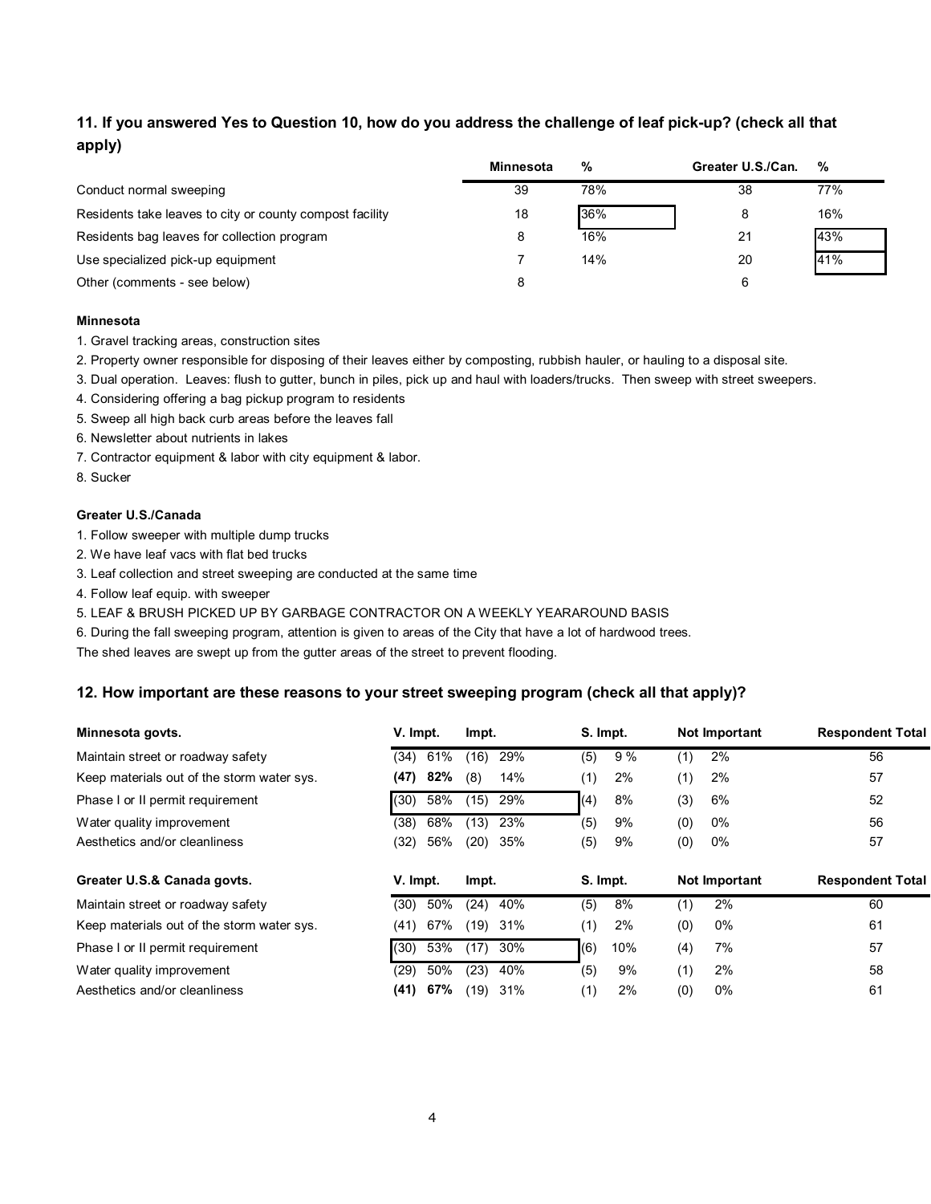### 11. If you answered Yes to Question 10, how do you address the challenge of leaf pick-up? (check all that apply)

| | Minnesota | % | Greater U.S./Can. | % |
|---|---|---|---|---|
| Conduct normal sweeping | 39 | 78% | 38 | 77% |
| Residents take leaves to city or county compost facility | 18 | 36% | 8 | 16% |
| Residents bag leaves for collection program | 8 | 16% | 21 | 43% |
| Use specialized pick-up equipment | 7 | 14% | 20 | 41% |
| Other (comments - see below) | 8 | | 6 | |

**Minnesota**

1. Gravel tracking areas, construction sites
2. Property owner responsible for disposing of their leaves either by composting, rubbish hauler, or hauling to a disposal site.
3. Dual operation. Leaves: flush to gutter, bunch in piles, pick up and haul with loaders/trucks. Then sweep with street sweepers.
4. Considering offering a bag pickup program to residents
5. Sweep all high back curb areas before the leaves fall
6. Newsletter about nutrients in lakes
7. Contractor equipment & labor with city equipment & labor.
8. Sucker

**Greater U.S./Canada**

1. Follow sweeper with multiple dump trucks
2. We have leaf vacs with flat bed trucks
3. Leaf collection and street sweeping are conducted at the same time
4. Follow leaf equip. with sweeper
5. LEAF & BRUSH PICKED UP BY GARBAGE CONTRACTOR ON A WEEKLY YEARAROUND BASIS
6. During the fall sweeping program, attention is given to areas of the City that have a lot of hardwood trees.

The shed leaves are swept up from the gutter areas of the street to prevent flooding.

### 12. How important are these reasons to your street sweeping program (check all that apply)?

| Minnesota govts. | V. Impt. | Impt. | S. Impt. | Not Important | Respondent Total |
|---|---|---|---|---|---|
| Maintain street or roadway safety | (34) 61% | (16) 29% | (5) 9 % | (1) 2% | 56 |
| Keep materials out of the storm water sys. | **(47) 82%** | (8) 14% | (1) 2% | (1) 2% | 57 |
| Phase I or II permit requirement | (30) 58% | (15) 29% | (4) 8% | (3) 6% | 52 |
| Water quality improvement | (38) 68% | (13) 23% | (5) 9% | (0) 0% | 56 |
| Aesthetics and/or cleanliness | (32) 56% | (20) 35% | (5) 9% | (0) 0% | 57 |

| Greater U.S.& Canada govts. | V. Impt. | Impt. | S. Impt. | Not Important | Respondent Total |
|---|---|---|---|---|---|
| Maintain street or roadway safety | (30) 50% | (24) 40% | (5) 8% | (1) 2% | 60 |
| Keep materials out of the storm water sys. | (41) 67% | (19) 31% | (1) 2% | (0) 0% | 61 |
| Phase I or II permit requirement | (30) 53% | (17) 30% | (6) 10% | (4) 7% | 57 |
| Water quality improvement | (29) 50% | (23) 40% | (5) 9% | (1) 2% | 58 |
| Aesthetics and/or cleanliness | **(41) 67%** | (19) 31% | (1) 2% | (0) 0% | 61 |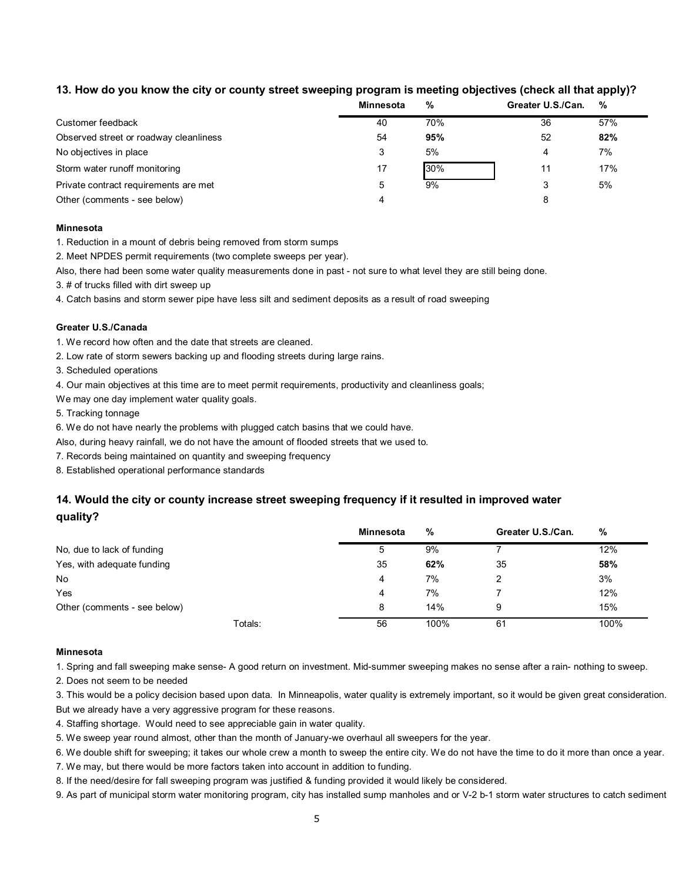### 13. How do you know the city or county street sweeping program is meeting objectives (check all that apply)?

| | Minnesota | % | Greater U.S./Can. | % |
|---|---|---|---|---|
| Customer feedback | 40 | 70% | 36 | 57% |
| Observed street or roadway cleanliness | 54 | **95%** | 52 | **82%** |
| No objectives in place | 3 | 5% | 4 | 7% |
| Storm water runoff monitoring | 17 | 30% | 11 | 17% |
| Private contract requirements are met | 5 | 9% | 3 | 5% |
| Other (comments - see below) | 4 | | 8 | |

**Minnesota**

1. Reduction in a mount of debris being removed from storm sumps
2. Meet NPDES permit requirements (two complete sweeps per year).

Also, there had been some water quality measurements done in past - not sure to what level they are still being done.

3. # of trucks filled with dirt sweep up
4. Catch basins and storm sewer pipe have less silt and sediment deposits as a result of road sweeping

**Greater U.S./Canada**

1. We record how often and the date that streets are cleaned.
2. Low rate of storm sewers backing up and flooding streets during large rains.
3. Scheduled operations
4. Our main objectives at this time are to meet permit requirements, productivity and cleanliness goals;

We may one day implement water quality goals.

5. Tracking tonnage
6. We do not have nearly the problems with plugged catch basins that we could have.

Also, during heavy rainfall, we do not have the amount of flooded streets that we used to.

7. Records being maintained on quantity and sweeping frequency
8. Established operational performance standards

### 14. Would the city or county increase street sweeping frequency if it resulted in improved water quality?

| | Minnesota | % | Greater U.S./Can. | % |
|---|---|---|---|---|
| No, due to lack of funding | 5 | 9% | 7 | 12% |
| Yes, with adequate funding | 35 | **62%** | 35 | **58%** |
| No | 4 | 7% | 2 | 3% |
| Yes | 4 | 7% | 7 | 12% |
| Other (comments - see below) | 8 | 14% | 9 | 15% |
| Totals: | 56 | 100% | 61 | 100% |

**Minnesota**

1. Spring and fall sweeping make sense- A good return on investment. Mid-summer sweeping makes no sense after a rain- nothing to sweep.
2. Does not seem to be needed
3. This would be a policy decision based upon data. In Minneapolis, water quality is extremely important, so it would be given great consideration.

But we already have a very aggressive program for these reasons.

4. Staffing shortage. Would need to see appreciable gain in water quality.
5. We sweep year round almost, other than the month of January-we overhaul all sweepers for the year.
6. We double shift for sweeping; it takes our whole crew a month to sweep the entire city. We do not have the time to do it more than once a year.
7. We may, but there would be more factors taken into account in addition to funding.
8. If the need/desire for fall sweeping program was justified & funding provided it would likely be considered.
9. As part of municipal storm water monitoring program, city has installed sump manholes and or V-2 b-1 storm water structures to catch sediment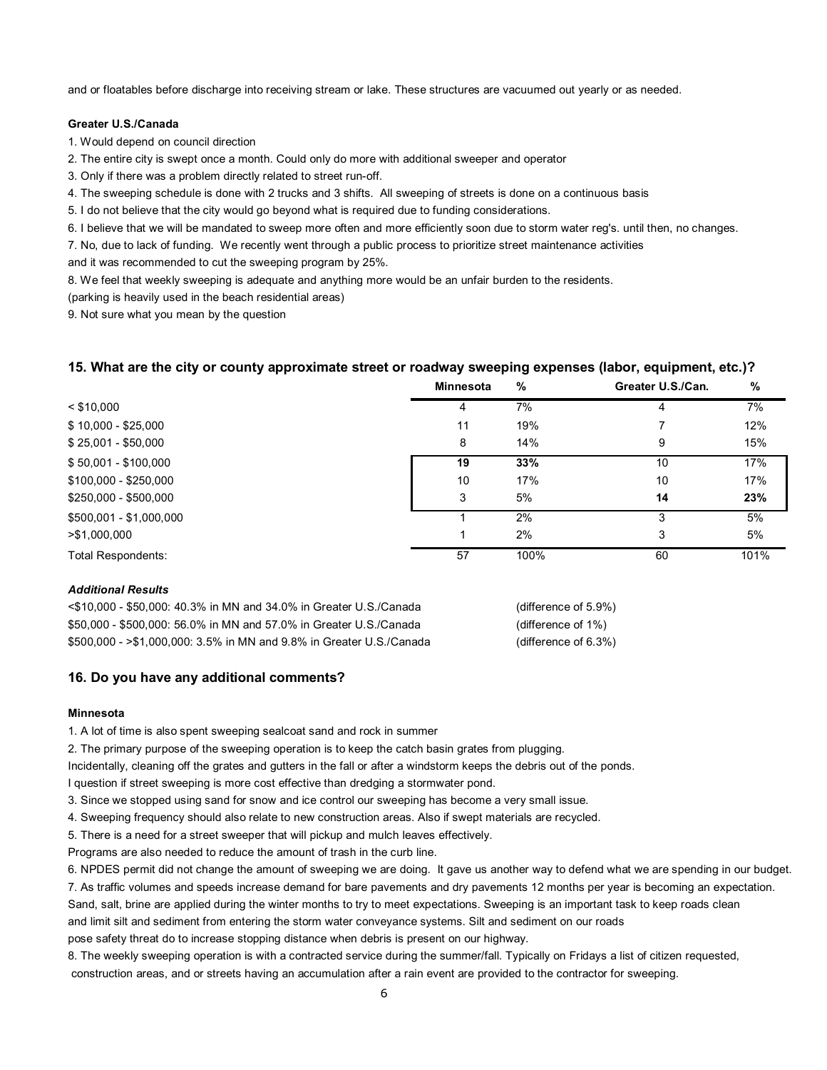and or floatables before discharge into receiving stream or lake. These structures are vacuumed out yearly or as needed.

**Greater U.S./Canada**

1. Would depend on council direction
2. The entire city is swept once a month. Could only do more with additional sweeper and operator
3. Only if there was a problem directly related to street run-off.
4. The sweeping schedule is done with 2 trucks and 3 shifts. All sweeping of streets is done on a continuous basis
5. I do not believe that the city would go beyond what is required due to funding considerations.
6. I believe that we will be mandated to sweep more often and more efficiently soon due to storm water reg's. until then, no changes.
7. No, due to lack of funding. We recently went through a public process to prioritize street maintenance activities
and it was recommended to cut the sweeping program by 25%.
8. We feel that weekly sweeping is adequate and anything more would be an unfair burden to the residents.
(parking is heavily used in the beach residential areas)
9. Not sure what you mean by the question

### 15. What are the city or county approximate street or roadway sweeping expenses (labor, equipment, etc.)?

| | Minnesota | % | Greater U.S./Can. | % |
|---|---|---|---|---|
| < $10,000 | 4 | 7% | 4 | 7% |
| $ 10,000 - $25,000 | 11 | 19% | 7 | 12% |
| $ 25,001 - $50,000 | 8 | 14% | 9 | 15% |
| $ 50,001 - $100,000 | **19** | **33%** | 10 | 17% |
| $100,000 - $250,000 | 10 | 17% | 10 | 17% |
| $250,000 - $500,000 | 3 | 5% | **14** | **23%** |
| $500,001 - $1,000,000 | 1 | 2% | 3 | 5% |
| >$1,000,000 | 1 | 2% | 3 | 5% |
| Total Respondents: | 57 | 100% | 60 | 101% |

***Additional Results***

<$10,000 - $50,000: 40.3% in MN and 34.0% in Greater U.S./Canada (difference of 5.9%)
$50,000 - $500,000: 56.0% in MN and 57.0% in Greater U.S./Canada (difference of 1%)
$500,000 - >$1,000,000: 3.5% in MN and 9.8% in Greater U.S./Canada (difference of 6.3%)

### 16. Do you have any additional comments?

**Minnesota**

1. A lot of time is also spent sweeping sealcoat sand and rock in summer
2. The primary purpose of the sweeping operation is to keep the catch basin grates from plugging.
Incidentally, cleaning off the grates and gutters in the fall or after a windstorm keeps the debris out of the ponds.
I question if street sweeping is more cost effective than dredging a stormwater pond.
3. Since we stopped using sand for snow and ice control our sweeping has become a very small issue.
4. Sweeping frequency should also relate to new construction areas. Also if swept materials are recycled.
5. There is a need for a street sweeper that will pickup and mulch leaves effectively.
Programs are also needed to reduce the amount of trash in the curb line.
6. NPDES permit did not change the amount of sweeping we are doing. It gave us another way to defend what we are spending in our budget.
7. As traffic volumes and speeds increase demand for bare pavements and dry pavements 12 months per year is becoming an expectation.
Sand, salt, brine are applied during the winter months to try to meet expectations. Sweeping is an important task to keep roads clean
and limit silt and sediment from entering the storm water conveyance systems. Silt and sediment on our roads
pose safety threat do to increase stopping distance when debris is present on our highway.
8. The weekly sweeping operation is with a contracted service during the summer/fall. Typically on Fridays a list of citizen requested,
construction areas, and or streets having an accumulation after a rain event are provided to the contractor for sweeping.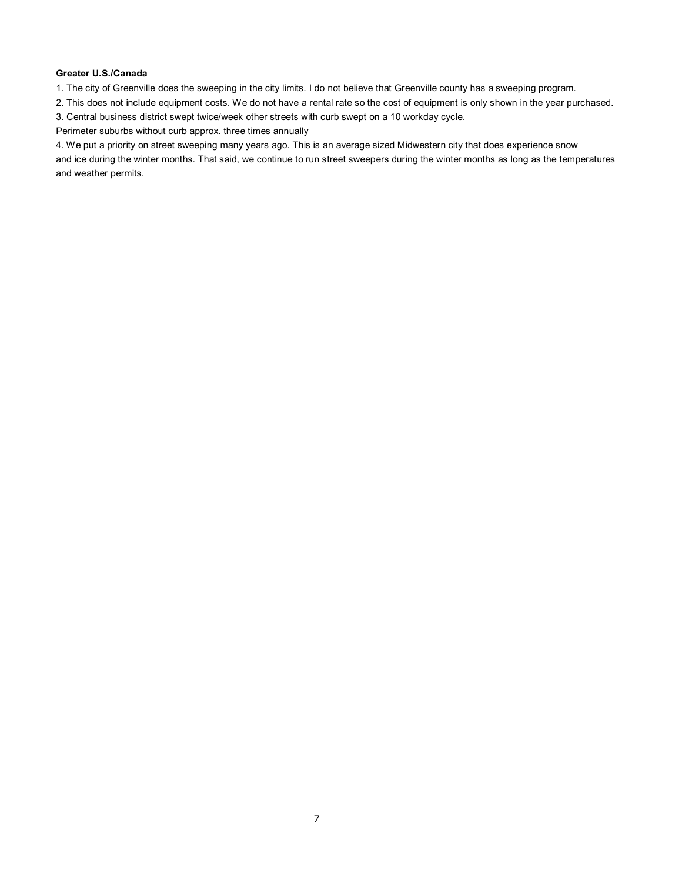**Greater U.S./Canada**

1. The city of Greenville does the sweeping in the city limits. I do not believe that Greenville county has a sweeping program.
2. This does not include equipment costs. We do not have a rental rate so the cost of equipment is only shown in the year purchased.
3. Central business district swept twice/week other streets with curb swept on a 10 workday cycle.
Perimeter suburbs without curb approx. three times annually
4. We put a priority on street sweeping many years ago. This is an average sized Midwestern city that does experience snow and ice during the winter months. That said, we continue to run street sweepers during the winter months as long as the temperatures and weather permits.